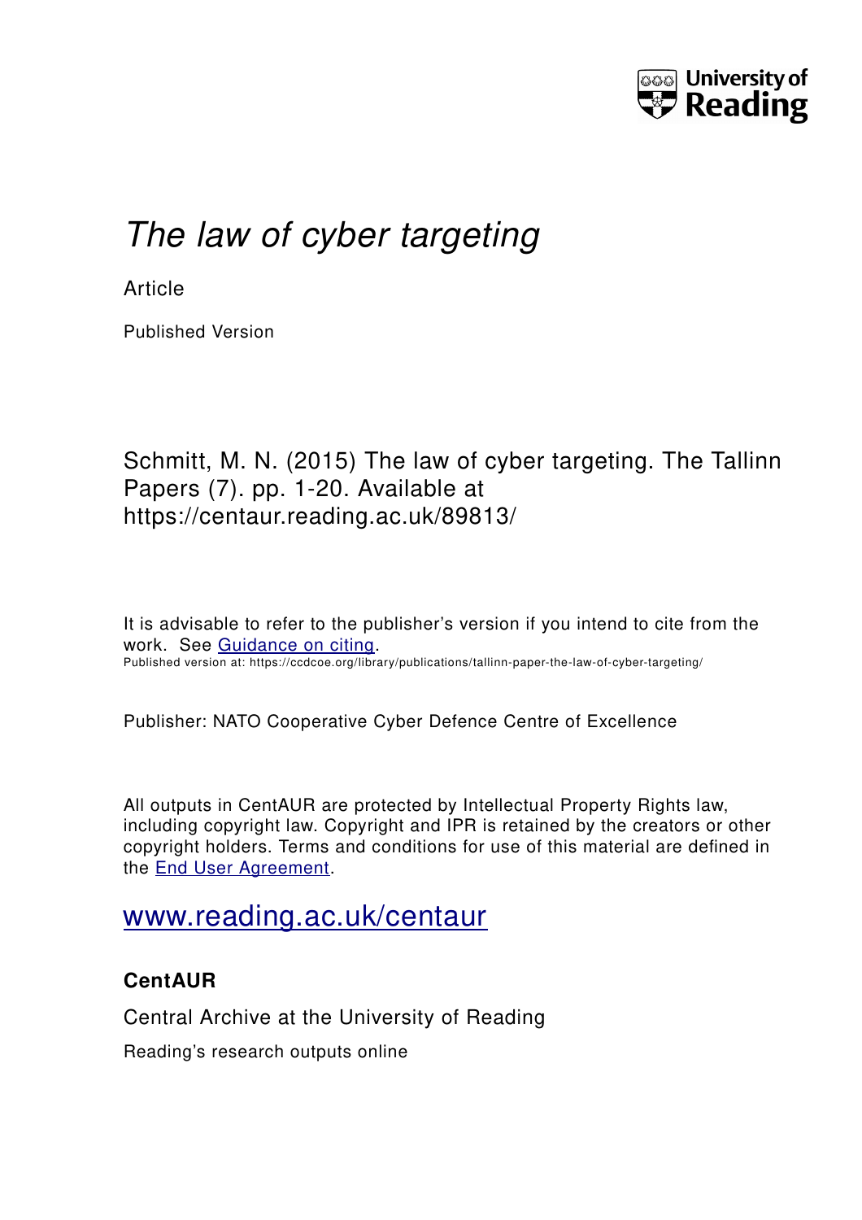University of Reading

# *The law of cyber targeting*

Article

Published Version

Schmitt, M. N. (2015) The law of cyber targeting. The Tallinn Papers (7). pp. 1-20. Available at https://centaur.reading.ac.uk/89813/

It is advisable to refer to the publisher's version if you intend to cite from the work. See Guidance on citing.

Published version at: https://ccdcoe.org/library/publications/tallinn-paper-the-law-of-cyber-targeting/

Publisher: NATO Cooperative Cyber Defence Centre of Excellence

All outputs in CentAUR are protected by Intellectual Property Rights law, including copyright law. Copyright and IPR is retained by the creators or other copyright holders. Terms and conditions for use of this material are defined in the End User Agreement.

www.reading.ac.uk/centaur

**CentAUR**

Central Archive at the University of Reading

Reading's research outputs online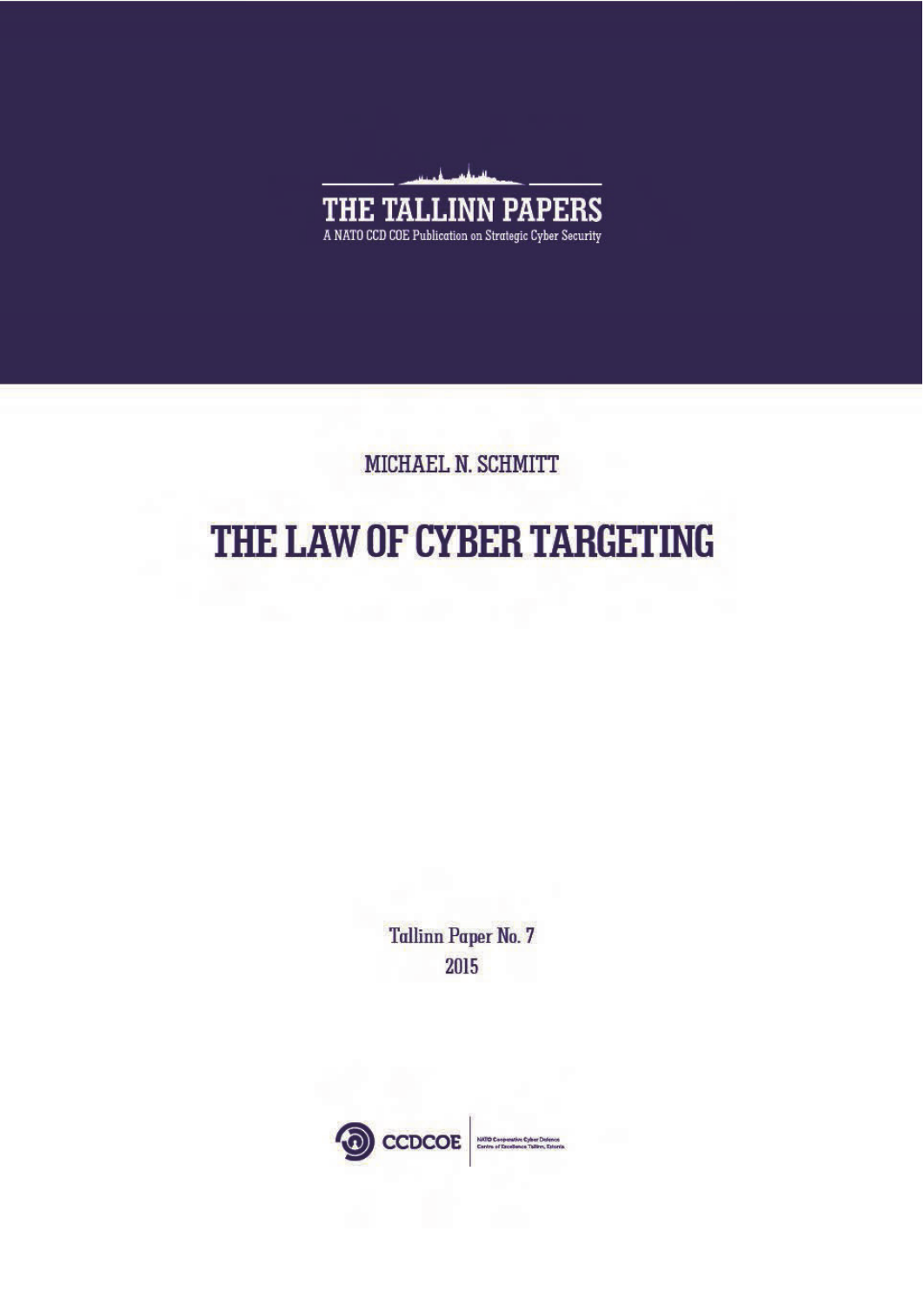# THE TALLINN PAPERS

A NATO CCD COE Publication on Strategic Cyber Security

MICHAEL N. SCHMITT

# THE LAW OF CYBER TARGETING

Tallinn Paper No. 7

2015

CCDCOE

NATO Cooperative Cyber Defence Centre of Excellence Tallinn, Estonia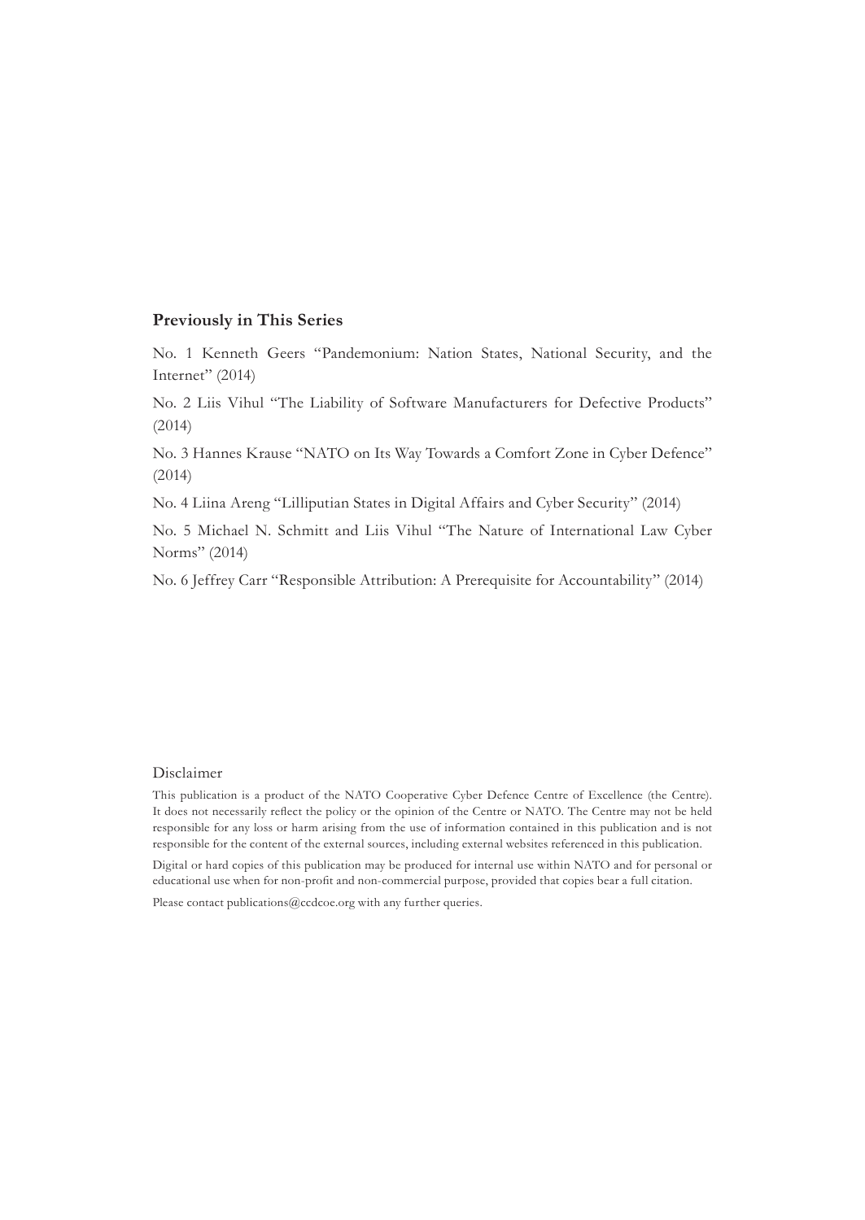### Previously in This Series

No. 1 Kenneth Geers "Pandemonium: Nation States, National Security, and the Internet" (2014)

No. 2 Liis Vihul "The Liability of Software Manufacturers for Defective Products" (2014)

No. 3 Hannes Krause "NATO on Its Way Towards a Comfort Zone in Cyber Defence" (2014)

No. 4 Liina Areng "Lilliputian States in Digital Affairs and Cyber Security" (2014)

No. 5 Michael N. Schmitt and Liis Vihul "The Nature of International Law Cyber Norms" (2014)

No. 6 Jeffrey Carr "Responsible Attribution: A Prerequisite for Accountability" (2014)

Disclaimer

This publication is a product of the NATO Cooperative Cyber Defence Centre of Excellence (the Centre). It does not necessarily reflect the policy or the opinion of the Centre or NATO. The Centre may not be held responsible for any loss or harm arising from the use of information contained in this publication and is not responsible for the content of the external sources, including external websites referenced in this publication.

Digital or hard copies of this publication may be produced for internal use within NATO and for personal or educational use when for non-profit and non-commercial purpose, provided that copies bear a full citation.

Please contact publications@ccdcoe.org with any further queries.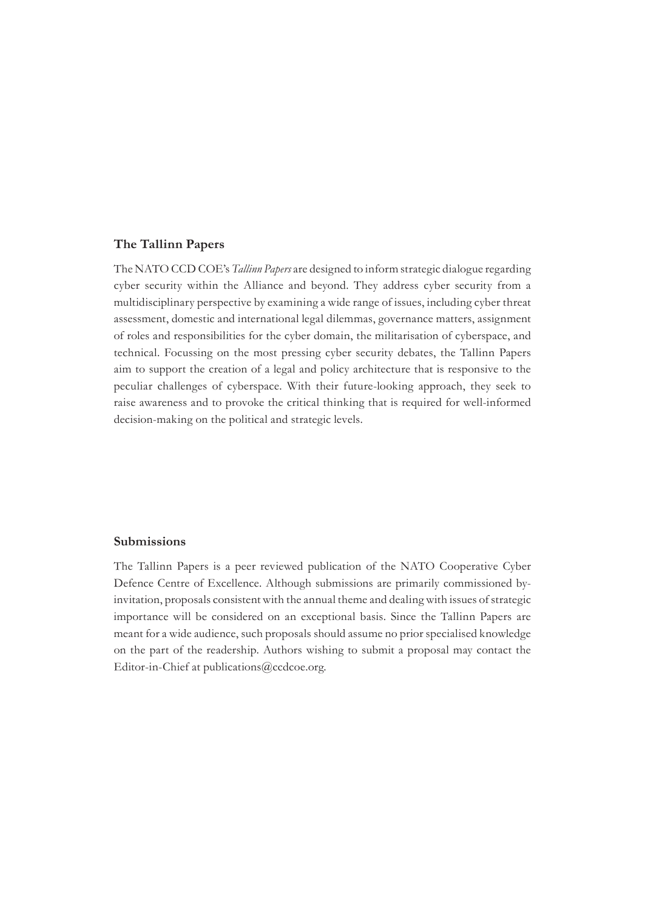## The Tallinn Papers

The NATO CCD COE's *Tallinn Papers* are designed to inform strategic dialogue regarding cyber security within the Alliance and beyond. They address cyber security from a multidisciplinary perspective by examining a wide range of issues, including cyber threat assessment, domestic and international legal dilemmas, governance matters, assignment of roles and responsibilities for the cyber domain, the militarisation of cyberspace, and technical. Focussing on the most pressing cyber security debates, the Tallinn Papers aim to support the creation of a legal and policy architecture that is responsive to the peculiar challenges of cyberspace. With their future-looking approach, they seek to raise awareness and to provoke the critical thinking that is required for well-informed decision-making on the political and strategic levels.

## Submissions

The Tallinn Papers is a peer reviewed publication of the NATO Cooperative Cyber Defence Centre of Excellence. Although submissions are primarily commissioned by-invitation, proposals consistent with the annual theme and dealing with issues of strategic importance will be considered on an exceptional basis. Since the Tallinn Papers are meant for a wide audience, such proposals should assume no prior specialised knowledge on the part of the readership. Authors wishing to submit a proposal may contact the Editor-in-Chief at publications@ccdcoe.org.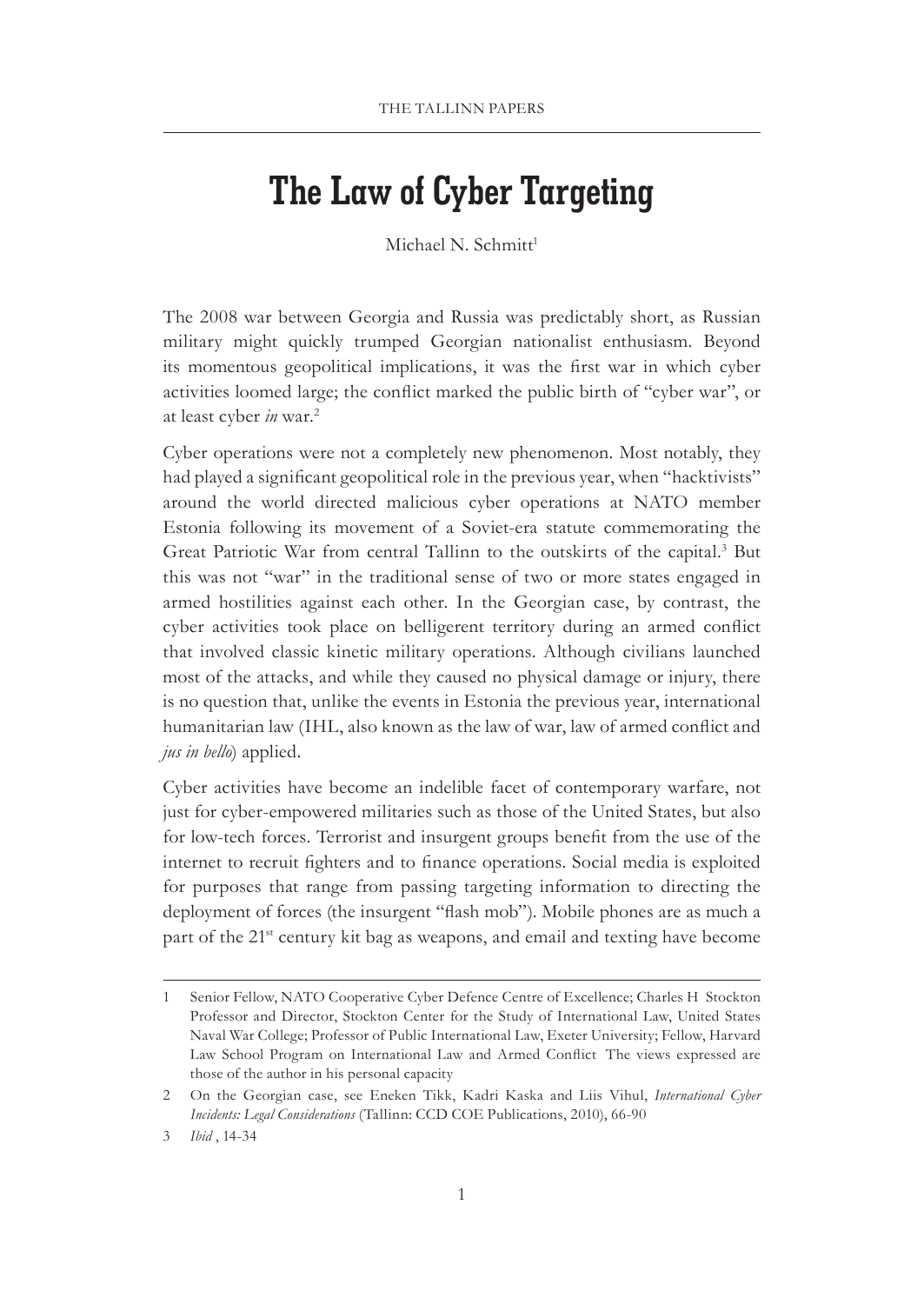# The Law of Cyber Targeting

Michael N. Schmitt[1]

The 2008 war between Georgia and Russia was predictably short, as Russian military might quickly trumped Georgian nationalist enthusiasm. Beyond its momentous geopolitical implications, it was the first war in which cyber activities loomed large; the conflict marked the public birth of "cyber war", or at least cyber *in* war.[2]

Cyber operations were not a completely new phenomenon. Most notably, they had played a significant geopolitical role in the previous year, when "hacktivists" around the world directed malicious cyber operations at NATO member Estonia following its movement of a Soviet-era statute commemorating the Great Patriotic War from central Tallinn to the outskirts of the capital.[3] But this was not "war" in the traditional sense of two or more states engaged in armed hostilities against each other. In the Georgian case, by contrast, the cyber activities took place on belligerent territory during an armed conflict that involved classic kinetic military operations. Although civilians launched most of the attacks, and while they caused no physical damage or injury, there is no question that, unlike the events in Estonia the previous year, international humanitarian law (IHL, also known as the law of war, law of armed conflict and *jus in bello*) applied.

Cyber activities have become an indelible facet of contemporary warfare, not just for cyber-empowered militaries such as those of the United States, but also for low-tech forces. Terrorist and insurgent groups benefit from the use of the internet to recruit fighters and to finance operations. Social media is exploited for purposes that range from passing targeting information to directing the deployment of forces (the insurgent "flash mob"). Mobile phones are as much a part of the 21st century kit bag as weapons, and email and texting have become

---

1 Senior Fellow, NATO Cooperative Cyber Defence Centre of Excellence; Charles H Stockton Professor and Director, Stockton Center for the Study of International Law, United States Naval War College; Professor of Public International Law, Exeter University; Fellow, Harvard Law School Program on International Law and Armed Conflict The views expressed are those of the author in his personal capacity

2 On the Georgian case, see Eneken Tikk, Kadri Kaska and Liis Vihul, *International Cyber Incidents: Legal Considerations* (Tallinn: CCD COE Publications, 2010), 66-90

3 *Ibid* , 14-34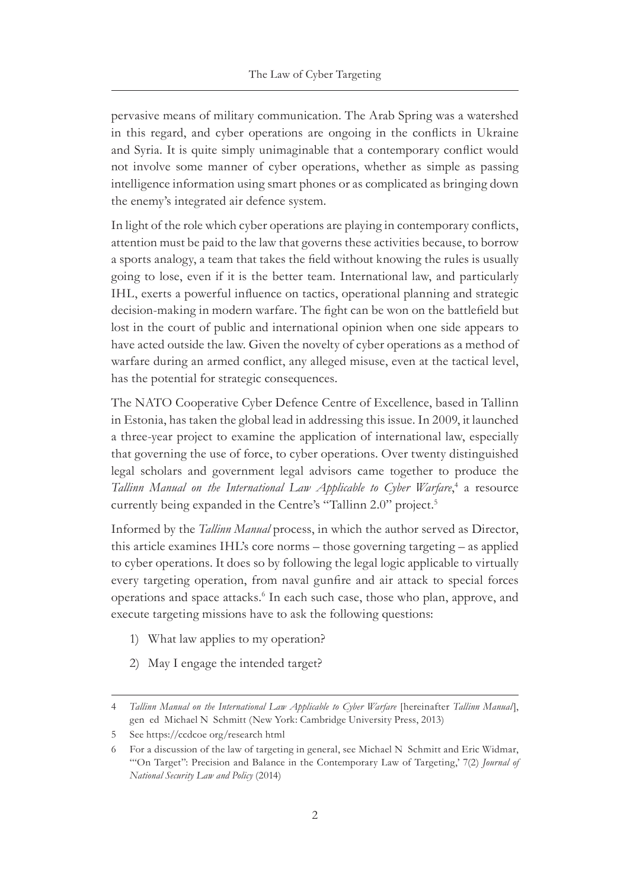pervasive means of military communication. The Arab Spring was a watershed in this regard, and cyber operations are ongoing in the conflicts in Ukraine and Syria. It is quite simply unimaginable that a contemporary conflict would not involve some manner of cyber operations, whether as simple as passing intelligence information using smart phones or as complicated as bringing down the enemy's integrated air defence system.

In light of the role which cyber operations are playing in contemporary conflicts, attention must be paid to the law that governs these activities because, to borrow a sports analogy, a team that takes the field without knowing the rules is usually going to lose, even if it is the better team. International law, and particularly IHL, exerts a powerful influence on tactics, operational planning and strategic decision-making in modern warfare. The fight can be won on the battlefield but lost in the court of public and international opinion when one side appears to have acted outside the law. Given the novelty of cyber operations as a method of warfare during an armed conflict, any alleged misuse, even at the tactical level, has the potential for strategic consequences.

The NATO Cooperative Cyber Defence Centre of Excellence, based in Tallinn in Estonia, has taken the global lead in addressing this issue. In 2009, it launched a three-year project to examine the application of international law, especially that governing the use of force, to cyber operations. Over twenty distinguished legal scholars and government legal advisors came together to produce the *Tallinn Manual on the International Law Applicable to Cyber Warfare*,[4] a resource currently being expanded in the Centre's "Tallinn 2.0" project.[5]

Informed by the *Tallinn Manual* process, in which the author served as Director, this article examines IHL's core norms – those governing targeting – as applied to cyber operations. It does so by following the legal logic applicable to virtually every targeting operation, from naval gunfire and air attack to special forces operations and space attacks.[6] In each such case, those who plan, approve, and execute targeting missions have to ask the following questions:

1) What law applies to my operation?
2) May I engage the intended target?

---

4 *Tallinn Manual on the International Law Applicable to Cyber Warfare* [hereinafter *Tallinn Manual*], gen ed Michael N Schmitt (New York: Cambridge University Press, 2013)

5 See https://ccdcoe org/research html

6 For a discussion of the law of targeting in general, see Michael N Schmitt and Eric Widmar, '"On Target": Precision and Balance in the Contemporary Law of Targeting,' 7(2) *Journal of National Security Law and Policy* (2014)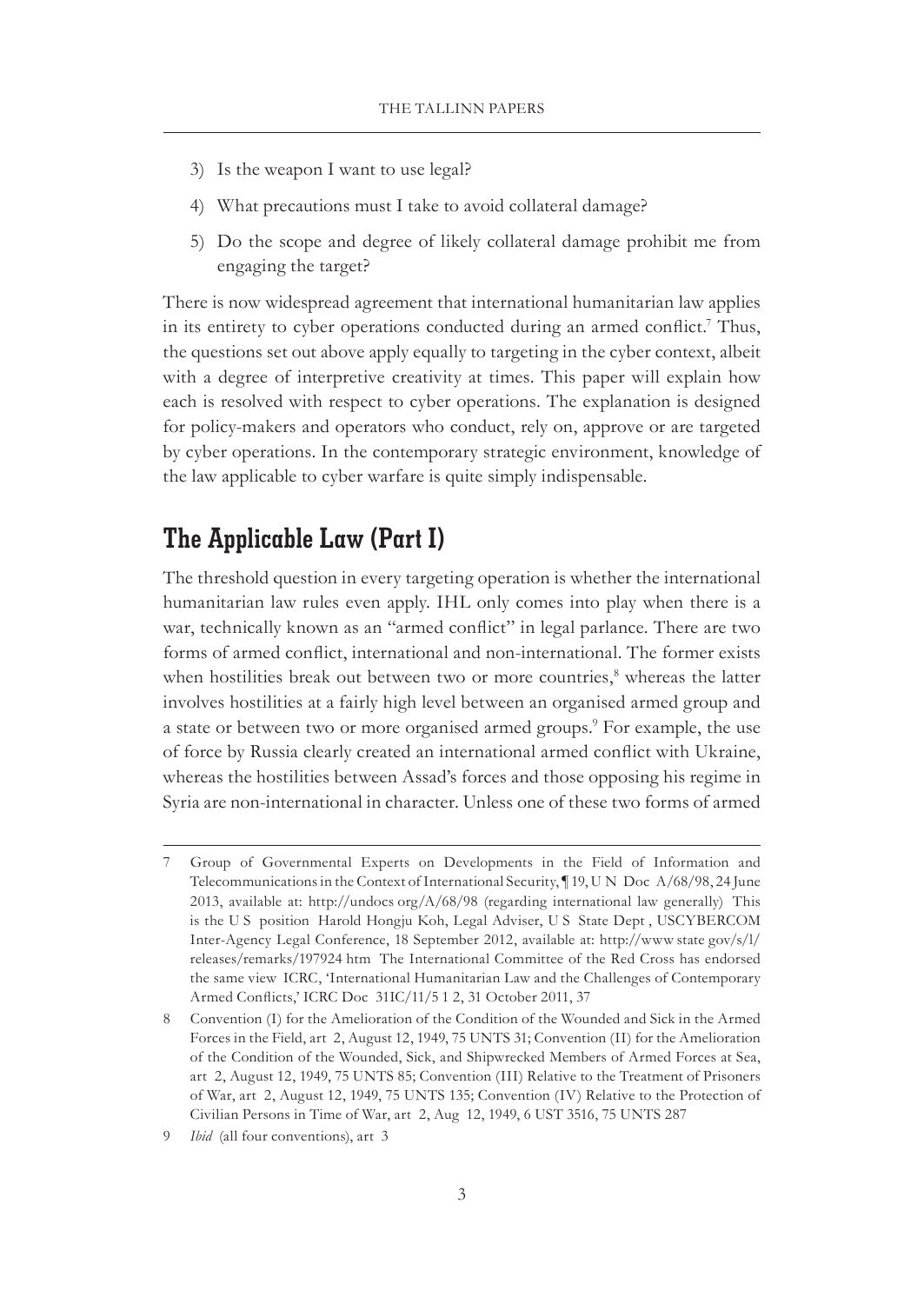3) Is the weapon I want to use legal?

4) What precautions must I take to avoid collateral damage?

5) Do the scope and degree of likely collateral damage prohibit me from engaging the target?

There is now widespread agreement that international humanitarian law applies in its entirety to cyber operations conducted during an armed conflict.[7] Thus, the questions set out above apply equally to targeting in the cyber context, albeit with a degree of interpretive creativity at times. This paper will explain how each is resolved with respect to cyber operations. The explanation is designed for policy-makers and operators who conduct, rely on, approve or are targeted by cyber operations. In the contemporary strategic environment, knowledge of the law applicable to cyber warfare is quite simply indispensable.

## The Applicable Law (Part I)

The threshold question in every targeting operation is whether the international humanitarian law rules even apply. IHL only comes into play when there is a war, technically known as an "armed conflict" in legal parlance. There are two forms of armed conflict, international and non-international. The former exists when hostilities break out between two or more countries,[8] whereas the latter involves hostilities at a fairly high level between an organised armed group and a state or between two or more organised armed groups.[9] For example, the use of force by Russia clearly created an international armed conflict with Ukraine, whereas the hostilities between Assad's forces and those opposing his regime in Syria are non-international in character. Unless one of these two forms of armed

---

7 Group of Governmental Experts on Developments in the Field of Information and Telecommunications in the Context of International Security, ¶ 19, U N Doc A/68/98, 24 June 2013, available at: http://undocs org/A/68/98 (regarding international law generally) This is the U S position Harold Hongju Koh, Legal Adviser, U S State Dept , USCYBERCOM Inter-Agency Legal Conference, 18 September 2012, available at: http://www state gov/s/l/releases/remarks/197924 htm The International Committee of the Red Cross has endorsed the same view ICRC, 'International Humanitarian Law and the Challenges of Contemporary Armed Conflicts,' ICRC Doc 31IC/11/5 1 2, 31 October 2011, 37

8 Convention (I) for the Amelioration of the Condition of the Wounded and Sick in the Armed Forces in the Field, art 2, August 12, 1949, 75 UNTS 31; Convention (II) for the Amelioration of the Condition of the Wounded, Sick, and Shipwrecked Members of Armed Forces at Sea, art 2, August 12, 1949, 75 UNTS 85; Convention (III) Relative to the Treatment of Prisoners of War, art 2, August 12, 1949, 75 UNTS 135; Convention (IV) Relative to the Protection of Civilian Persons in Time of War, art 2, Aug 12, 1949, 6 UST 3516, 75 UNTS 287

9 *Ibid* (all four conventions), art 3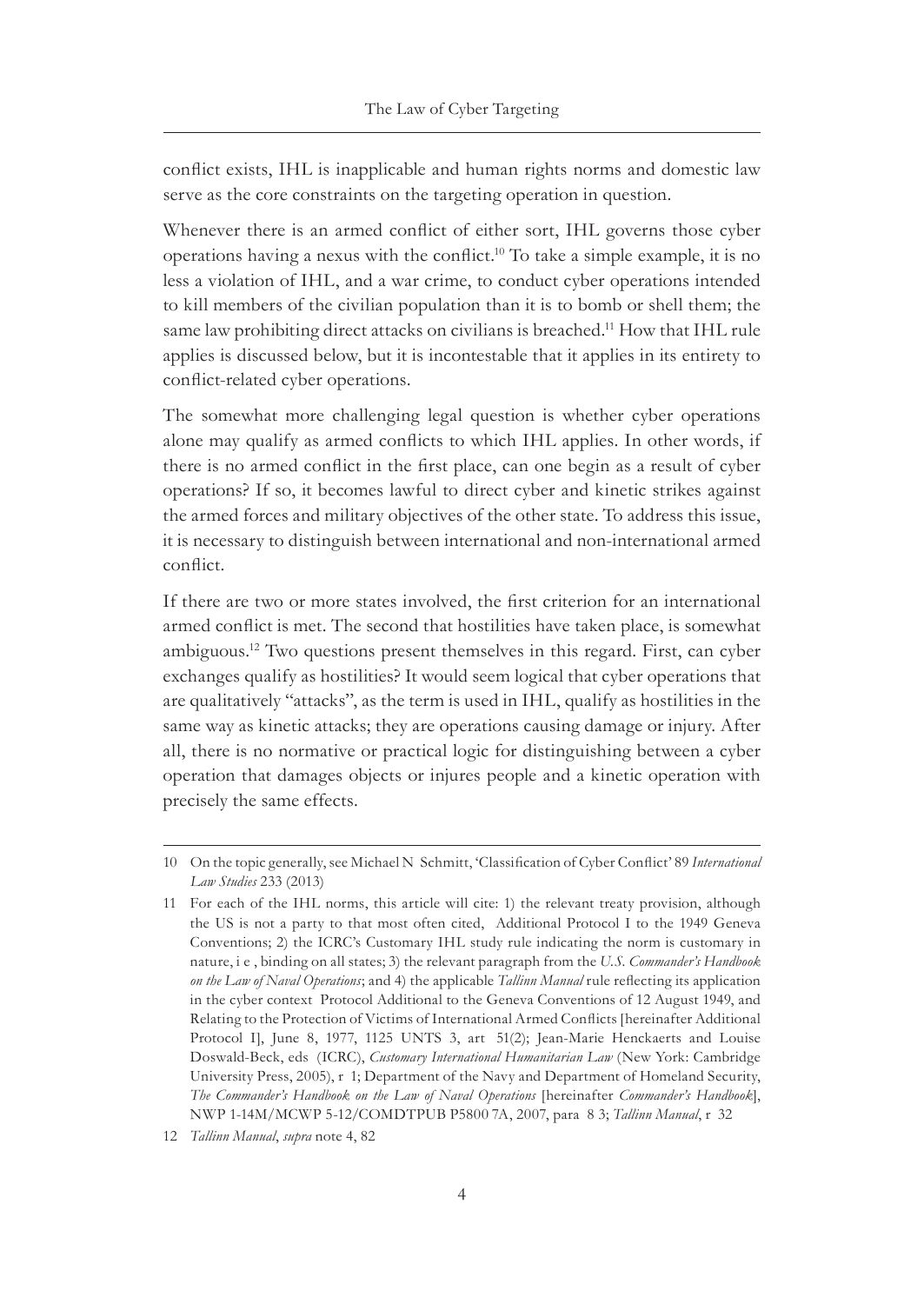conflict exists, IHL is inapplicable and human rights norms and domestic law serve as the core constraints on the targeting operation in question.

Whenever there is an armed conflict of either sort, IHL governs those cyber operations having a nexus with the conflict.[10] To take a simple example, it is no less a violation of IHL, and a war crime, to conduct cyber operations intended to kill members of the civilian population than it is to bomb or shell them; the same law prohibiting direct attacks on civilians is breached.[11] How that IHL rule applies is discussed below, but it is incontestable that it applies in its entirety to conflict-related cyber operations.

The somewhat more challenging legal question is whether cyber operations alone may qualify as armed conflicts to which IHL applies. In other words, if there is no armed conflict in the first place, can one begin as a result of cyber operations? If so, it becomes lawful to direct cyber and kinetic strikes against the armed forces and military objectives of the other state. To address this issue, it is necessary to distinguish between international and non-international armed conflict.

If there are two or more states involved, the first criterion for an international armed conflict is met. The second that hostilities have taken place, is somewhat ambiguous.[12] Two questions present themselves in this regard. First, can cyber exchanges qualify as hostilities? It would seem logical that cyber operations that are qualitatively "attacks", as the term is used in IHL, qualify as hostilities in the same way as kinetic attacks; they are operations causing damage or injury. After all, there is no normative or practical logic for distinguishing between a cyber operation that damages objects or injures people and a kinetic operation with precisely the same effects.

---

10 On the topic generally, see Michael N Schmitt, 'Classification of Cyber Conflict' 89 *International Law Studies* 233 (2013)

11 For each of the IHL norms, this article will cite: 1) the relevant treaty provision, although the US is not a party to that most often cited, Additional Protocol I to the 1949 Geneva Conventions; 2) the ICRC's Customary IHL study rule indicating the norm is customary in nature, i e , binding on all states; 3) the relevant paragraph from the *U.S. Commander's Handbook on the Law of Naval Operations*; and 4) the applicable *Tallinn Manual* rule reflecting its application in the cyber context Protocol Additional to the Geneva Conventions of 12 August 1949, and Relating to the Protection of Victims of International Armed Conflicts [hereinafter Additional Protocol I], June 8, 1977, 1125 UNTS 3, art 51(2); Jean-Marie Henckaerts and Louise Doswald-Beck, eds (ICRC), *Customary International Humanitarian Law* (New York: Cambridge University Press, 2005), r 1; Department of the Navy and Department of Homeland Security, *The Commander's Handbook on the Law of Naval Operations* [hereinafter *Commander's Handbook*], NWP 1-14M/MCWP 5-12/COMDTPUB P5800 7A, 2007, para 8 3; *Tallinn Manual*, r 32

12 *Tallinn Manual*, *supra* note 4, 82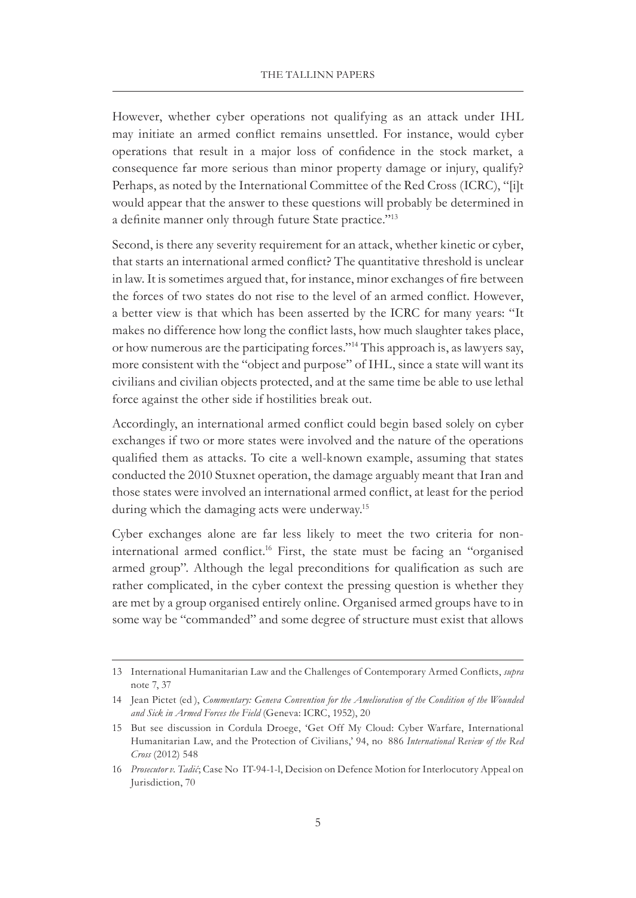However, whether cyber operations not qualifying as an attack under IHL may initiate an armed conflict remains unsettled. For instance, would cyber operations that result in a major loss of confidence in the stock market, a consequence far more serious than minor property damage or injury, qualify? Perhaps, as noted by the International Committee of the Red Cross (ICRC), "[i]t would appear that the answer to these questions will probably be determined in a definite manner only through future State practice."[13]

Second, is there any severity requirement for an attack, whether kinetic or cyber, that starts an international armed conflict? The quantitative threshold is unclear in law. It is sometimes argued that, for instance, minor exchanges of fire between the forces of two states do not rise to the level of an armed conflict. However, a better view is that which has been asserted by the ICRC for many years: "It makes no difference how long the conflict lasts, how much slaughter takes place, or how numerous are the participating forces."[14] This approach is, as lawyers say, more consistent with the "object and purpose" of IHL, since a state will want its civilians and civilian objects protected, and at the same time be able to use lethal force against the other side if hostilities break out.

Accordingly, an international armed conflict could begin based solely on cyber exchanges if two or more states were involved and the nature of the operations qualified them as attacks. To cite a well-known example, assuming that states conducted the 2010 Stuxnet operation, the damage arguably meant that Iran and those states were involved an international armed conflict, at least for the period during which the damaging acts were underway.[15]

Cyber exchanges alone are far less likely to meet the two criteria for non-international armed conflict.[16] First, the state must be facing an "organised armed group". Although the legal preconditions for qualification as such are rather complicated, in the cyber context the pressing question is whether they are met by a group organised entirely online. Organised armed groups have to in some way be "commanded" and some degree of structure must exist that allows

---

13 International Humanitarian Law and the Challenges of Contemporary Armed Conflicts, *supra* note 7, 37

14 Jean Pictet (ed ), *Commentary: Geneva Convention for the Amelioration of the Condition of the Wounded and Sick in Armed Forces the Field* (Geneva: ICRC, 1952), 20

15 But see discussion in Cordula Droege, 'Get Off My Cloud: Cyber Warfare, International Humanitarian Law, and the Protection of Civilians,' 94, no 886 *International Review of the Red Cross* (2012) 548

16 *Prosecutor v. Tadić*; Case No IT-94-1-l, Decision on Defence Motion for Interlocutory Appeal on Jurisdiction, 70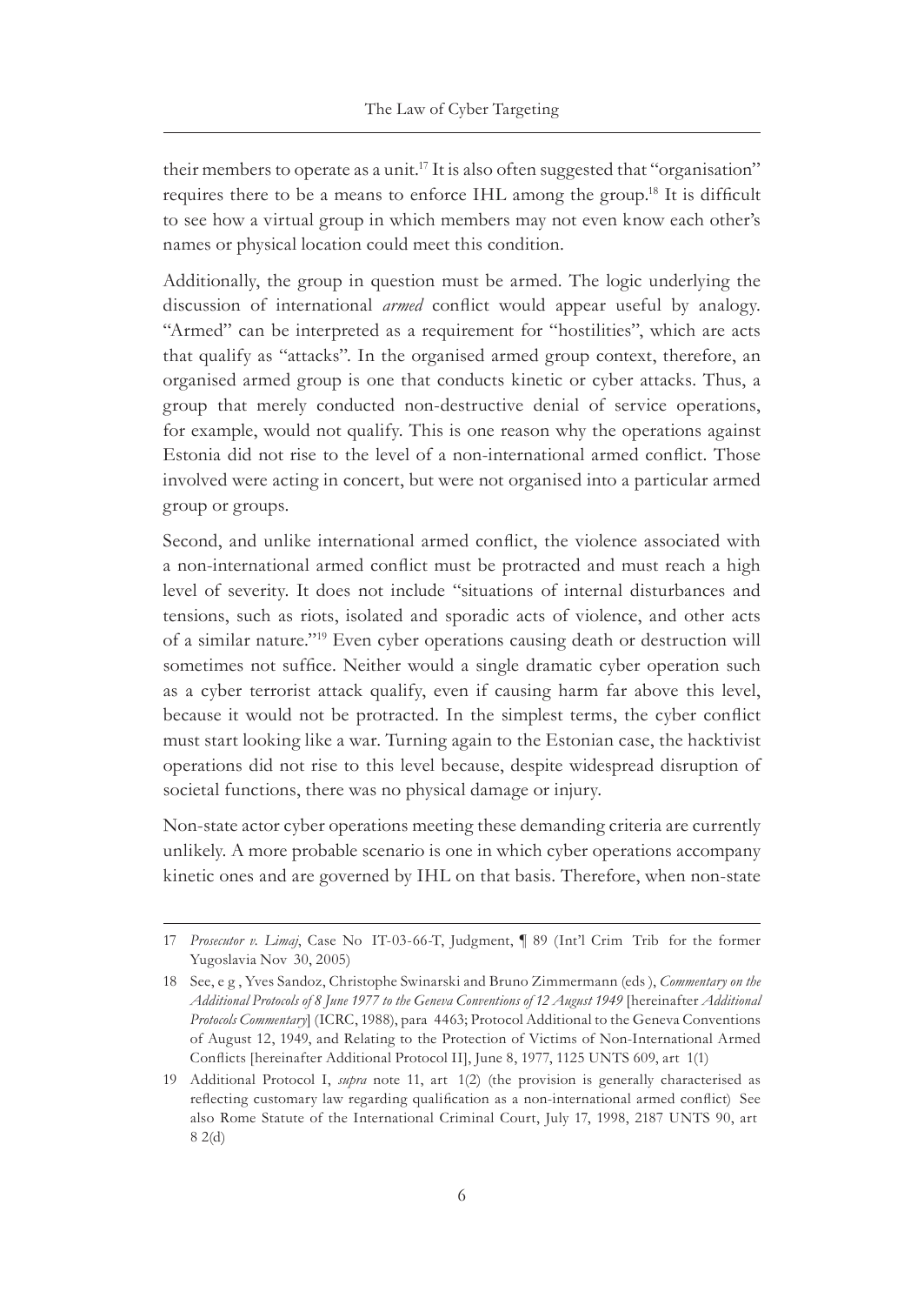their members to operate as a unit.[17] It is also often suggested that "organisation" requires there to be a means to enforce IHL among the group.[18] It is difficult to see how a virtual group in which members may not even know each other's names or physical location could meet this condition.

Additionally, the group in question must be armed. The logic underlying the discussion of international *armed* conflict would appear useful by analogy. "Armed" can be interpreted as a requirement for "hostilities", which are acts that qualify as "attacks". In the organised armed group context, therefore, an organised armed group is one that conducts kinetic or cyber attacks. Thus, a group that merely conducted non-destructive denial of service operations, for example, would not qualify. This is one reason why the operations against Estonia did not rise to the level of a non-international armed conflict. Those involved were acting in concert, but were not organised into a particular armed group or groups.

Second, and unlike international armed conflict, the violence associated with a non-international armed conflict must be protracted and must reach a high level of severity. It does not include "situations of internal disturbances and tensions, such as riots, isolated and sporadic acts of violence, and other acts of a similar nature."[19] Even cyber operations causing death or destruction will sometimes not suffice. Neither would a single dramatic cyber operation such as a cyber terrorist attack qualify, even if causing harm far above this level, because it would not be protracted. In the simplest terms, the cyber conflict must start looking like a war. Turning again to the Estonian case, the hacktivist operations did not rise to this level because, despite widespread disruption of societal functions, there was no physical damage or injury.

Non-state actor cyber operations meeting these demanding criteria are currently unlikely. A more probable scenario is one in which cyber operations accompany kinetic ones and are governed by IHL on that basis. Therefore, when non-state

---

17 *Prosecutor v. Limaj*, Case No IT-03-66-T, Judgment, ¶ 89 (Int'l Crim Trib for the former Yugoslavia Nov 30, 2005)

18 See, e g , Yves Sandoz, Christophe Swinarski and Bruno Zimmermann (eds ), *Commentary on the Additional Protocols of 8 June 1977 to the Geneva Conventions of 12 August 1949* [hereinafter *Additional Protocols Commentary*] (ICRC, 1988), para 4463; Protocol Additional to the Geneva Conventions of August 12, 1949, and Relating to the Protection of Victims of Non-International Armed Conflicts [hereinafter Additional Protocol II], June 8, 1977, 1125 UNTS 609, art 1(1)

19 Additional Protocol I, *supra* note 11, art 1(2) (the provision is generally characterised as reflecting customary law regarding qualification as a non-international armed conflict) See also Rome Statute of the International Criminal Court, July 17, 1998, 2187 UNTS 90, art 8 2(d)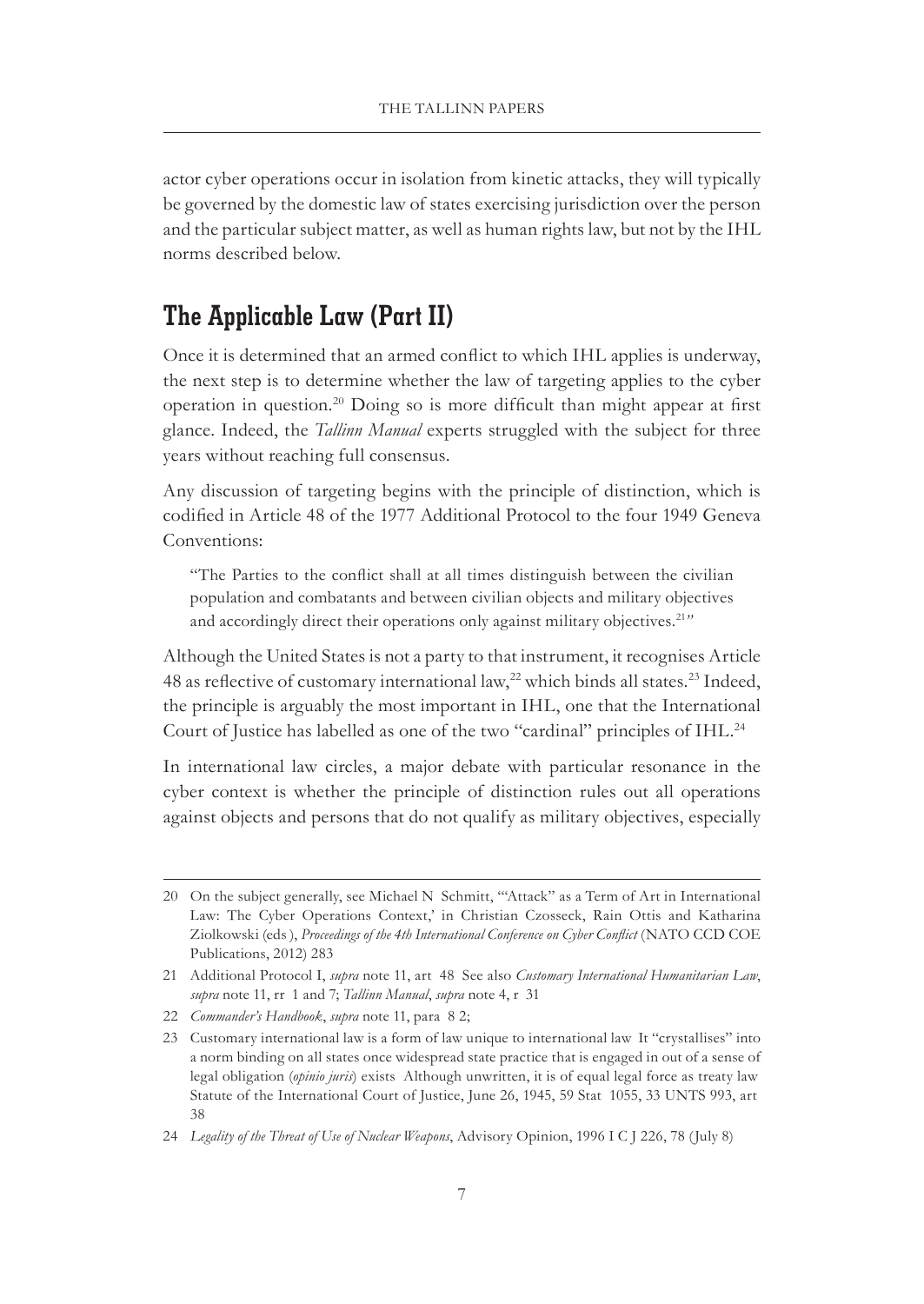actor cyber operations occur in isolation from kinetic attacks, they will typically be governed by the domestic law of states exercising jurisdiction over the person and the particular subject matter, as well as human rights law, but not by the IHL norms described below.

## The Applicable Law (Part II)

Once it is determined that an armed conflict to which IHL applies is underway, the next step is to determine whether the law of targeting applies to the cyber operation in question.[20] Doing so is more difficult than might appear at first glance. Indeed, the *Tallinn Manual* experts struggled with the subject for three years without reaching full consensus.

Any discussion of targeting begins with the principle of distinction, which is codified in Article 48 of the 1977 Additional Protocol to the four 1949 Geneva Conventions:

> "The Parties to the conflict shall at all times distinguish between the civilian population and combatants and between civilian objects and military objectives and accordingly direct their operations only against military objectives.[21]"

Although the United States is not a party to that instrument, it recognises Article 48 as reflective of customary international law,[22] which binds all states.[23] Indeed, the principle is arguably the most important in IHL, one that the International Court of Justice has labelled as one of the two "cardinal" principles of IHL.[24]

In international law circles, a major debate with particular resonance in the cyber context is whether the principle of distinction rules out all operations against objects and persons that do not qualify as military objectives, especially

---

20 On the subject generally, see Michael N Schmitt, '"Attack" as a Term of Art in International Law: The Cyber Operations Context,' in Christian Czosseck, Rain Ottis and Katharina Ziolkowski (eds ), *Proceedings of the 4th International Conference on Cyber Conflict* (NATO CCD COE Publications, 2012) 283

21 Additional Protocol I, *supra* note 11, art 48 See also *Customary International Humanitarian Law*, *supra* note 11, rr 1 and 7; *Tallinn Manual*, *supra* note 4, r 31

22 *Commander's Handbook*, *supra* note 11, para 8 2;

23 Customary international law is a form of law unique to international law It "crystallises" into a norm binding on all states once widespread state practice that is engaged in out of a sense of legal obligation (*opinio juris*) exists Although unwritten, it is of equal legal force as treaty law Statute of the International Court of Justice, June 26, 1945, 59 Stat 1055, 33 UNTS 993, art 38

24 *Legality of the Threat of Use of Nuclear Weapons*, Advisory Opinion, 1996 I C J 226, 78 (July 8)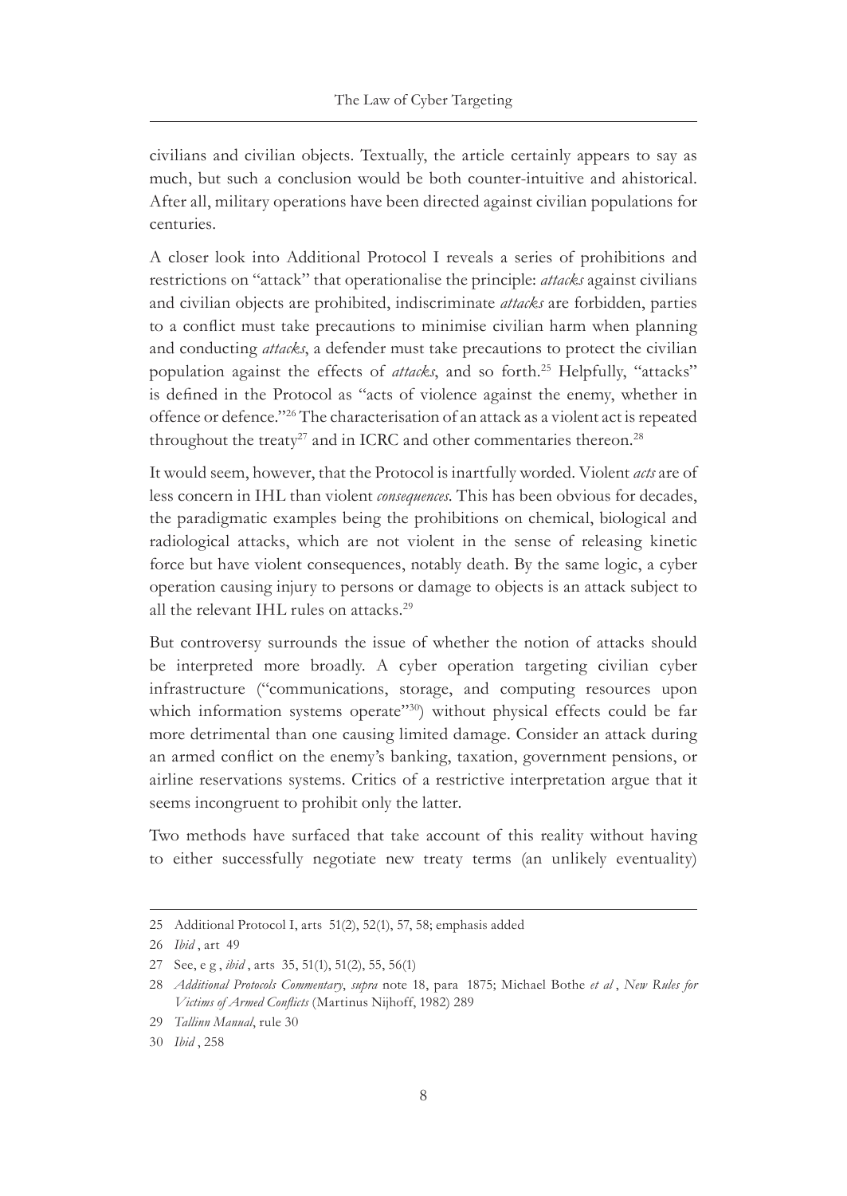civilians and civilian objects. Textually, the article certainly appears to say as much, but such a conclusion would be both counter-intuitive and ahistorical. After all, military operations have been directed against civilian populations for centuries.

A closer look into Additional Protocol I reveals a series of prohibitions and restrictions on "attack" that operationalise the principle: *attacks* against civilians and civilian objects are prohibited, indiscriminate *attacks* are forbidden, parties to a conflict must take precautions to minimise civilian harm when planning and conducting *attacks*, a defender must take precautions to protect the civilian population against the effects of *attacks*, and so forth.[25] Helpfully, "attacks" is defined in the Protocol as "acts of violence against the enemy, whether in offence or defence."[26] The characterisation of an attack as a violent act is repeated throughout the treaty[27] and in ICRC and other commentaries thereon.[28]

It would seem, however, that the Protocol is inartfully worded. Violent *acts* are of less concern in IHL than violent *consequences*. This has been obvious for decades, the paradigmatic examples being the prohibitions on chemical, biological and radiological attacks, which are not violent in the sense of releasing kinetic force but have violent consequences, notably death. By the same logic, a cyber operation causing injury to persons or damage to objects is an attack subject to all the relevant IHL rules on attacks.[29]

But controversy surrounds the issue of whether the notion of attacks should be interpreted more broadly. A cyber operation targeting civilian cyber infrastructure ("communications, storage, and computing resources upon which information systems operate"[30]) without physical effects could be far more detrimental than one causing limited damage. Consider an attack during an armed conflict on the enemy's banking, taxation, government pensions, or airline reservations systems. Critics of a restrictive interpretation argue that it seems incongruent to prohibit only the latter.

Two methods have surfaced that take account of this reality without having to either successfully negotiate new treaty terms (an unlikely eventuality)

---

25 Additional Protocol I, arts 51(2), 52(1), 57, 58; emphasis added

26 *Ibid* , art 49

27 See, e g , *ibid* , arts 35, 51(1), 51(2), 55, 56(1)

28 *Additional Protocols Commentary*, *supra* note 18, para 1875; Michael Bothe *et al* , *New Rules for Victims of Armed Conflicts* (Martinus Nijhoff, 1982) 289

29 *Tallinn Manual*, rule 30

30 *Ibid* , 258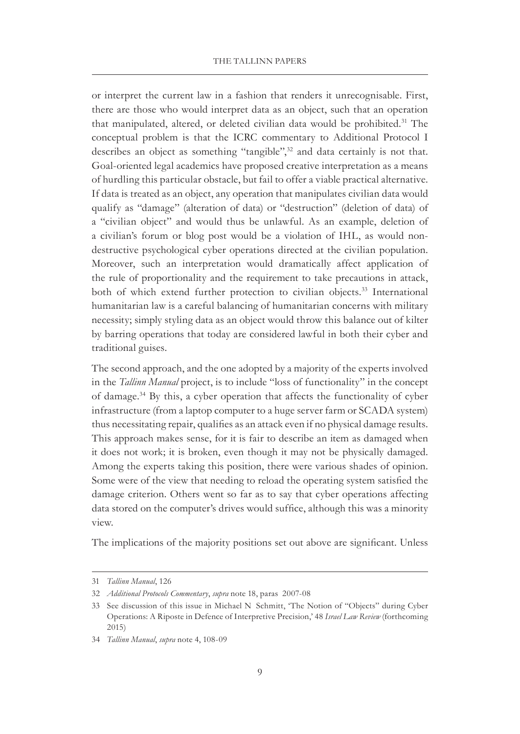or interpret the current law in a fashion that renders it unrecognisable. First, there are those who would interpret data as an object, such that an operation that manipulated, altered, or deleted civilian data would be prohibited.[31] The conceptual problem is that the ICRC commentary to Additional Protocol I describes an object as something "tangible",[32] and data certainly is not that. Goal-oriented legal academics have proposed creative interpretation as a means of hurdling this particular obstacle, but fail to offer a viable practical alternative. If data is treated as an object, any operation that manipulates civilian data would qualify as "damage" (alteration of data) or "destruction" (deletion of data) of a "civilian object" and would thus be unlawful. As an example, deletion of a civilian's forum or blog post would be a violation of IHL, as would non-destructive psychological cyber operations directed at the civilian population. Moreover, such an interpretation would dramatically affect application of the rule of proportionality and the requirement to take precautions in attack, both of which extend further protection to civilian objects.[33] International humanitarian law is a careful balancing of humanitarian concerns with military necessity; simply styling data as an object would throw this balance out of kilter by barring operations that today are considered lawful in both their cyber and traditional guises.

The second approach, and the one adopted by a majority of the experts involved in the *Tallinn Manual* project, is to include "loss of functionality" in the concept of damage.[34] By this, a cyber operation that affects the functionality of cyber infrastructure (from a laptop computer to a huge server farm or SCADA system) thus necessitating repair, qualifies as an attack even if no physical damage results. This approach makes sense, for it is fair to describe an item as damaged when it does not work; it is broken, even though it may not be physically damaged. Among the experts taking this position, there were various shades of opinion. Some were of the view that needing to reload the operating system satisfied the damage criterion. Others went so far as to say that cyber operations affecting data stored on the computer's drives would suffice, although this was a minority view.

The implications of the majority positions set out above are significant. Unless

---

31 *Tallinn Manual*, 126

32 *Additional Protocols Commentary*, *supra* note 18, paras 2007-08

33 See discussion of this issue in Michael N Schmitt, 'The Notion of "Objects" during Cyber Operations: A Riposte in Defence of Interpretive Precision,' 48 *Israel Law Review* (forthcoming 2015)

34 *Tallinn Manual*, *supra* note 4, 108-09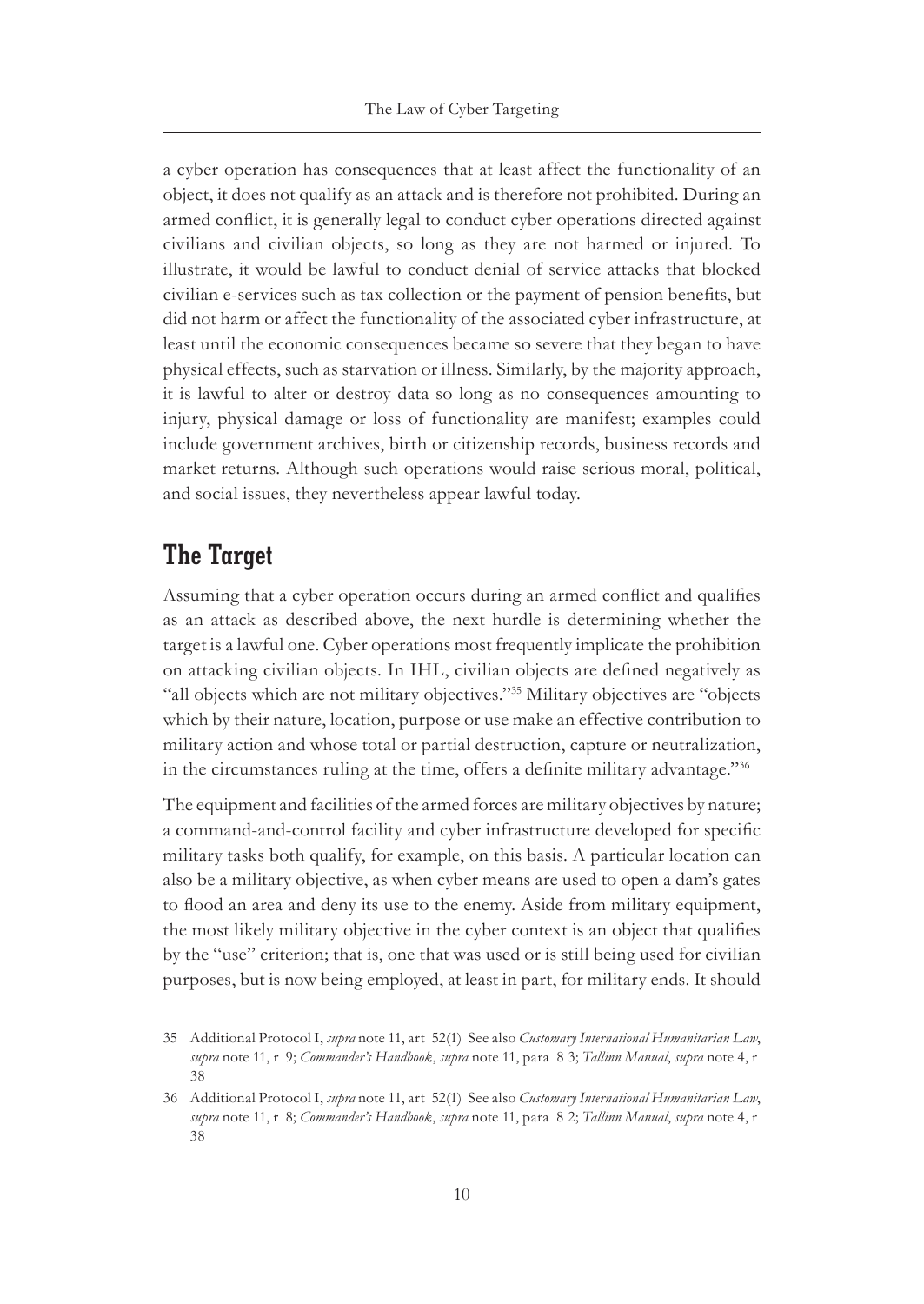a cyber operation has consequences that at least affect the functionality of an object, it does not qualify as an attack and is therefore not prohibited. During an armed conflict, it is generally legal to conduct cyber operations directed against civilians and civilian objects, so long as they are not harmed or injured. To illustrate, it would be lawful to conduct denial of service attacks that blocked civilian e-services such as tax collection or the payment of pension benefits, but did not harm or affect the functionality of the associated cyber infrastructure, at least until the economic consequences became so severe that they began to have physical effects, such as starvation or illness. Similarly, by the majority approach, it is lawful to alter or destroy data so long as no consequences amounting to injury, physical damage or loss of functionality are manifest; examples could include government archives, birth or citizenship records, business records and market returns. Although such operations would raise serious moral, political, and social issues, they nevertheless appear lawful today.

## The Target

Assuming that a cyber operation occurs during an armed conflict and qualifies as an attack as described above, the next hurdle is determining whether the target is a lawful one. Cyber operations most frequently implicate the prohibition on attacking civilian objects. In IHL, civilian objects are defined negatively as "all objects which are not military objectives."[35] Military objectives are "objects which by their nature, location, purpose or use make an effective contribution to military action and whose total or partial destruction, capture or neutralization, in the circumstances ruling at the time, offers a definite military advantage."[36]

The equipment and facilities of the armed forces are military objectives by nature; a command-and-control facility and cyber infrastructure developed for specific military tasks both qualify, for example, on this basis. A particular location can also be a military objective, as when cyber means are used to open a dam's gates to flood an area and deny its use to the enemy. Aside from military equipment, the most likely military objective in the cyber context is an object that qualifies by the "use" criterion; that is, one that was used or is still being used for civilian purposes, but is now being employed, at least in part, for military ends. It should

---

35 Additional Protocol I, *supra* note 11, art 52(1) See also *Customary International Humanitarian Law*, *supra* note 11, r 9; *Commander's Handbook*, *supra* note 11, para 8 3; *Tallinn Manual*, *supra* note 4, r 38

36 Additional Protocol I, *supra* note 11, art 52(1) See also *Customary International Humanitarian Law*, *supra* note 11, r 8; *Commander's Handbook*, *supra* note 11, para 8 2; *Tallinn Manual*, *supra* note 4, r 38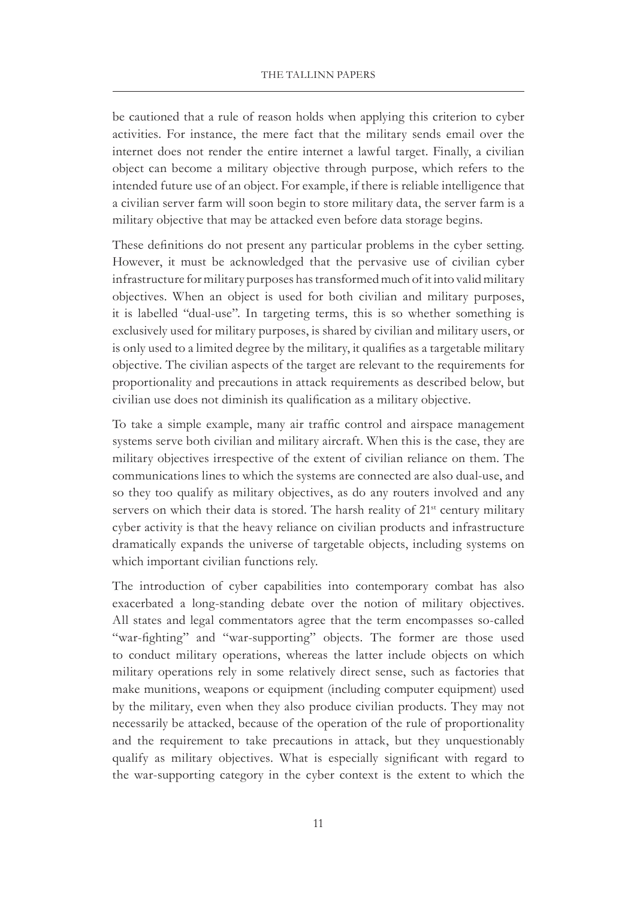be cautioned that a rule of reason holds when applying this criterion to cyber activities. For instance, the mere fact that the military sends email over the internet does not render the entire internet a lawful target. Finally, a civilian object can become a military objective through purpose, which refers to the intended future use of an object. For example, if there is reliable intelligence that a civilian server farm will soon begin to store military data, the server farm is a military objective that may be attacked even before data storage begins.

These definitions do not present any particular problems in the cyber setting. However, it must be acknowledged that the pervasive use of civilian cyber infrastructure for military purposes has transformed much of it into valid military objectives. When an object is used for both civilian and military purposes, it is labelled "dual-use". In targeting terms, this is so whether something is exclusively used for military purposes, is shared by civilian and military users, or is only used to a limited degree by the military, it qualifies as a targetable military objective. The civilian aspects of the target are relevant to the requirements for proportionality and precautions in attack requirements as described below, but civilian use does not diminish its qualification as a military objective.

To take a simple example, many air traffic control and airspace management systems serve both civilian and military aircraft. When this is the case, they are military objectives irrespective of the extent of civilian reliance on them. The communications lines to which the systems are connected are also dual-use, and so they too qualify as military objectives, as do any routers involved and any servers on which their data is stored. The harsh reality of 21st century military cyber activity is that the heavy reliance on civilian products and infrastructure dramatically expands the universe of targetable objects, including systems on which important civilian functions rely.

The introduction of cyber capabilities into contemporary combat has also exacerbated a long-standing debate over the notion of military objectives. All states and legal commentators agree that the term encompasses so-called "war-fighting" and "war-supporting" objects. The former are those used to conduct military operations, whereas the latter include objects on which military operations rely in some relatively direct sense, such as factories that make munitions, weapons or equipment (including computer equipment) used by the military, even when they also produce civilian products. They may not necessarily be attacked, because of the operation of the rule of proportionality and the requirement to take precautions in attack, but they unquestionably qualify as military objectives. What is especially significant with regard to the war-supporting category in the cyber context is the extent to which the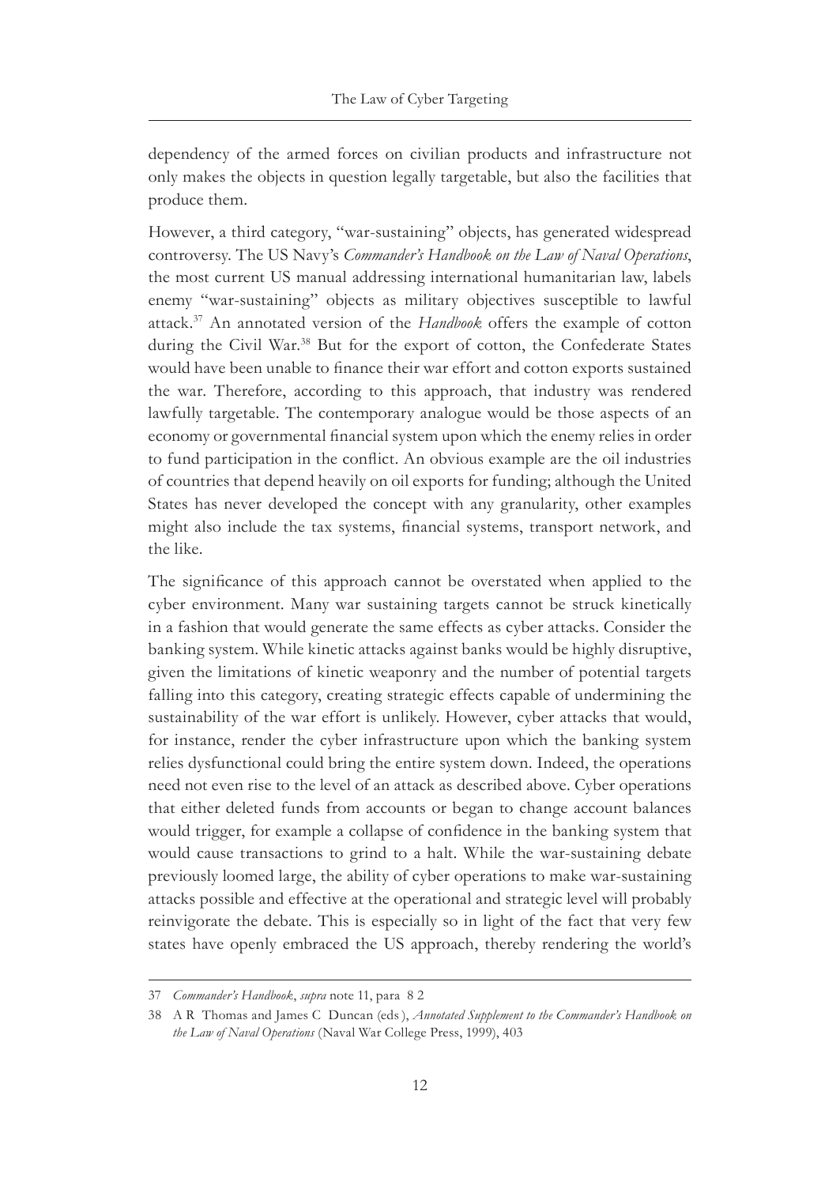dependency of the armed forces on civilian products and infrastructure not only makes the objects in question legally targetable, but also the facilities that produce them.

However, a third category, "war-sustaining" objects, has generated widespread controversy. The US Navy's *Commander's Handbook on the Law of Naval Operations*, the most current US manual addressing international humanitarian law, labels enemy "war-sustaining" objects as military objectives susceptible to lawful attack.[37] An annotated version of the *Handbook* offers the example of cotton during the Civil War.[38] But for the export of cotton, the Confederate States would have been unable to finance their war effort and cotton exports sustained the war. Therefore, according to this approach, that industry was rendered lawfully targetable. The contemporary analogue would be those aspects of an economy or governmental financial system upon which the enemy relies in order to fund participation in the conflict. An obvious example are the oil industries of countries that depend heavily on oil exports for funding; although the United States has never developed the concept with any granularity, other examples might also include the tax systems, financial systems, transport network, and the like.

The significance of this approach cannot be overstated when applied to the cyber environment. Many war sustaining targets cannot be struck kinetically in a fashion that would generate the same effects as cyber attacks. Consider the banking system. While kinetic attacks against banks would be highly disruptive, given the limitations of kinetic weaponry and the number of potential targets falling into this category, creating strategic effects capable of undermining the sustainability of the war effort is unlikely. However, cyber attacks that would, for instance, render the cyber infrastructure upon which the banking system relies dysfunctional could bring the entire system down. Indeed, the operations need not even rise to the level of an attack as described above. Cyber operations that either deleted funds from accounts or began to change account balances would trigger, for example a collapse of confidence in the banking system that would cause transactions to grind to a halt. While the war-sustaining debate previously loomed large, the ability of cyber operations to make war-sustaining attacks possible and effective at the operational and strategic level will probably reinvigorate the debate. This is especially so in light of the fact that very few states have openly embraced the US approach, thereby rendering the world's

37 *Commander's Handbook*, *supra* note 11, para 8 2

38 A R Thomas and James C Duncan (eds ), *Annotated Supplement to the Commander's Handbook on the Law of Naval Operations* (Naval War College Press, 1999), 403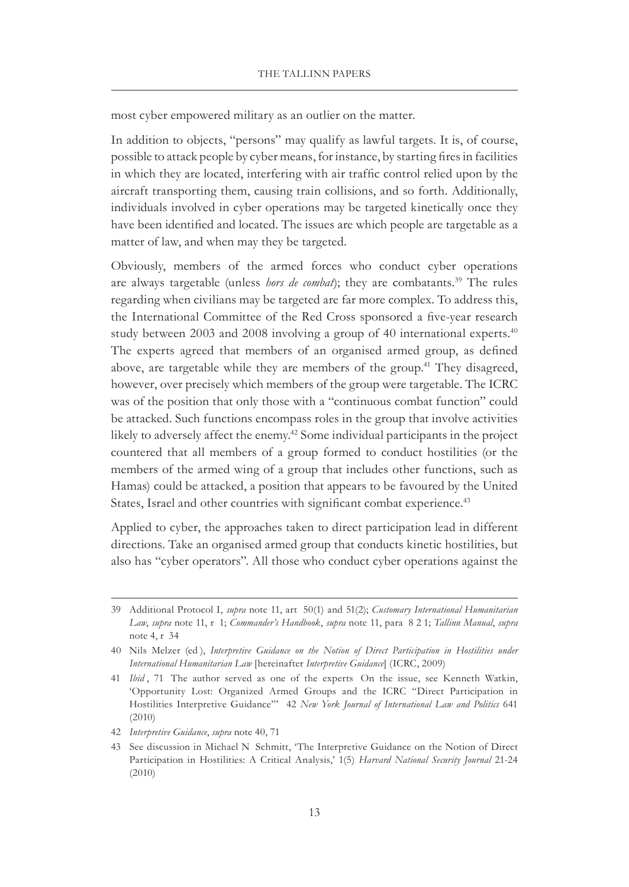most cyber empowered military as an outlier on the matter.

In addition to objects, "persons" may qualify as lawful targets. It is, of course, possible to attack people by cyber means, for instance, by starting fires in facilities in which they are located, interfering with air traffic control relied upon by the aircraft transporting them, causing train collisions, and so forth. Additionally, individuals involved in cyber operations may be targeted kinetically once they have been identified and located. The issues are which people are targetable as a matter of law, and when may they be targeted.

Obviously, members of the armed forces who conduct cyber operations are always targetable (unless *hors de combat*); they are combatants.[39] The rules regarding when civilians may be targeted are far more complex. To address this, the International Committee of the Red Cross sponsored a five-year research study between 2003 and 2008 involving a group of 40 international experts.[40] The experts agreed that members of an organised armed group, as defined above, are targetable while they are members of the group.[41] They disagreed, however, over precisely which members of the group were targetable. The ICRC was of the position that only those with a "continuous combat function" could be attacked. Such functions encompass roles in the group that involve activities likely to adversely affect the enemy.[42] Some individual participants in the project countered that all members of a group formed to conduct hostilities (or the members of the armed wing of a group that includes other functions, such as Hamas) could be attacked, a position that appears to be favoured by the United States, Israel and other countries with significant combat experience.[43]

Applied to cyber, the approaches taken to direct participation lead in different directions. Take an organised armed group that conducts kinetic hostilities, but also has "cyber operators". All those who conduct cyber operations against the

---

39 Additional Protocol I, *supra* note 11, art 50(1) and 51(2); *Customary International Humanitarian Law*, *supra* note 11, r 1; *Commander's Handbook*, *supra* note 11, para 8 2 1; *Tallinn Manual*, *supra* note 4, r 34

40 Nils Melzer (ed ), *Interpretive Guidance on the Notion of Direct Participation in Hostilities under International Humanitarian Law* [hereinafter *Interpretive Guidance*] (ICRC, 2009)

41 *Ibid* , 71 The author served as one of the experts On the issue, see Kenneth Watkin, 'Opportunity Lost: Organized Armed Groups and the ICRC "Direct Participation in Hostilities Interpretive Guidance"' 42 *New York Journal of International Law and Politics* 641 (2010)

42 *Interpretive Guidance*, *supra* note 40, 71

43 See discussion in Michael N Schmitt, 'The Interpretive Guidance on the Notion of Direct Participation in Hostilities: A Critical Analysis,' 1(5) *Harvard National Security Journal* 21-24 (2010)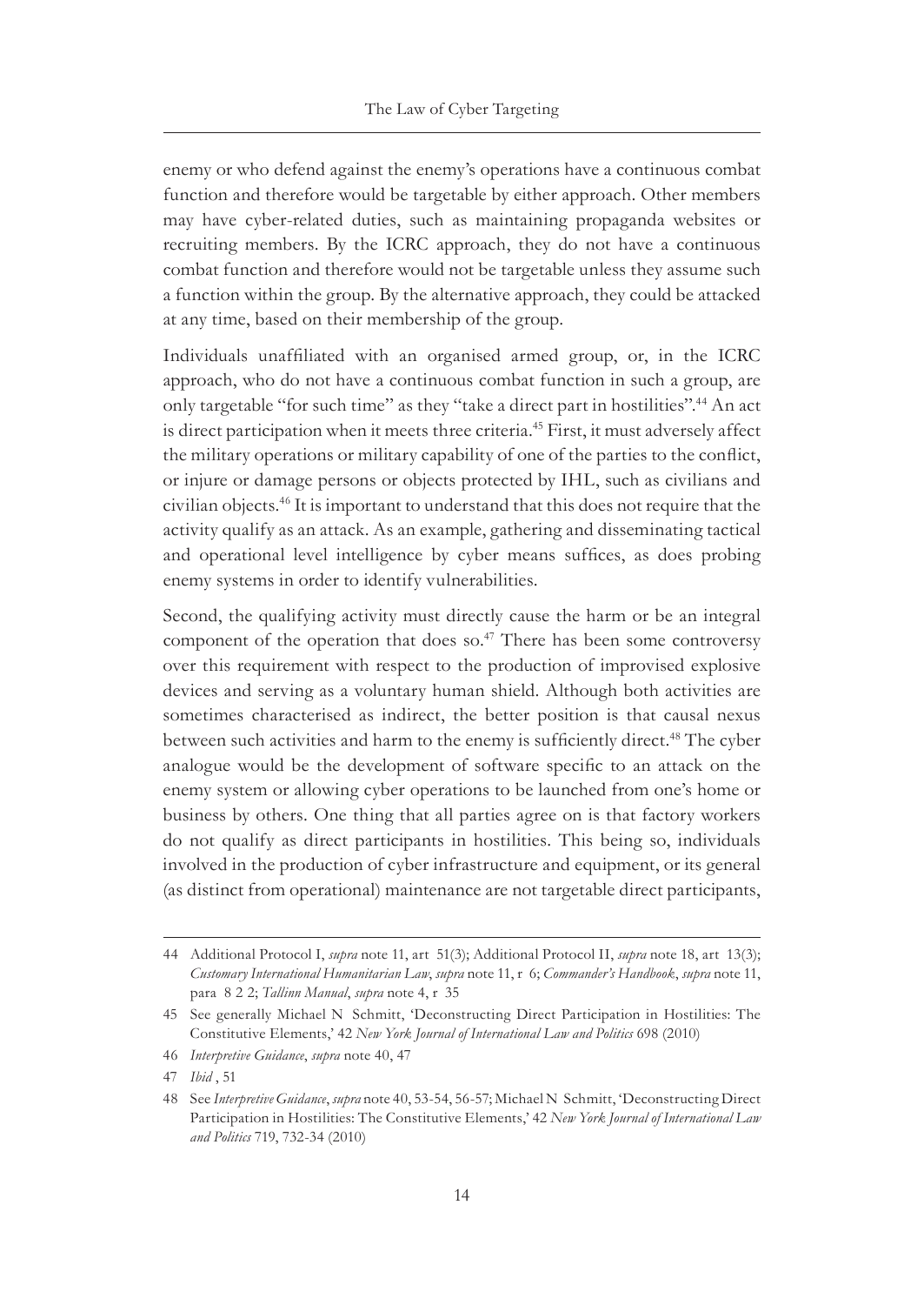enemy or who defend against the enemy's operations have a continuous combat function and therefore would be targetable by either approach. Other members may have cyber-related duties, such as maintaining propaganda websites or recruiting members. By the ICRC approach, they do not have a continuous combat function and therefore would not be targetable unless they assume such a function within the group. By the alternative approach, they could be attacked at any time, based on their membership of the group.

Individuals unaffiliated with an organised armed group, or, in the ICRC approach, who do not have a continuous combat function in such a group, are only targetable "for such time" as they "take a direct part in hostilities".[44] An act is direct participation when it meets three criteria.[45] First, it must adversely affect the military operations or military capability of one of the parties to the conflict, or injure or damage persons or objects protected by IHL, such as civilians and civilian objects.[46] It is important to understand that this does not require that the activity qualify as an attack. As an example, gathering and disseminating tactical and operational level intelligence by cyber means suffices, as does probing enemy systems in order to identify vulnerabilities.

Second, the qualifying activity must directly cause the harm or be an integral component of the operation that does so.[47] There has been some controversy over this requirement with respect to the production of improvised explosive devices and serving as a voluntary human shield. Although both activities are sometimes characterised as indirect, the better position is that causal nexus between such activities and harm to the enemy is sufficiently direct.[48] The cyber analogue would be the development of software specific to an attack on the enemy system or allowing cyber operations to be launched from one's home or business by others. One thing that all parties agree on is that factory workers do not qualify as direct participants in hostilities. This being so, individuals involved in the production of cyber infrastructure and equipment, or its general (as distinct from operational) maintenance are not targetable direct participants,

---

44 Additional Protocol I, *supra* note 11, art 51(3); Additional Protocol II, *supra* note 18, art 13(3); *Customary International Humanitarian Law*, *supra* note 11, r 6; *Commander's Handbook*, *supra* note 11, para 8 2 2; *Tallinn Manual*, *supra* note 4, r 35

45 See generally Michael N Schmitt, 'Deconstructing Direct Participation in Hostilities: The Constitutive Elements,' 42 *New York Journal of International Law and Politics* 698 (2010)

46 *Interpretive Guidance*, *supra* note 40, 47

47 *Ibid* , 51

48 See *Interpretive Guidance*, *supra* note 40, 53-54, 56-57; Michael N Schmitt, 'Deconstructing Direct Participation in Hostilities: The Constitutive Elements,' 42 *New York Journal of International Law and Politics* 719, 732-34 (2010)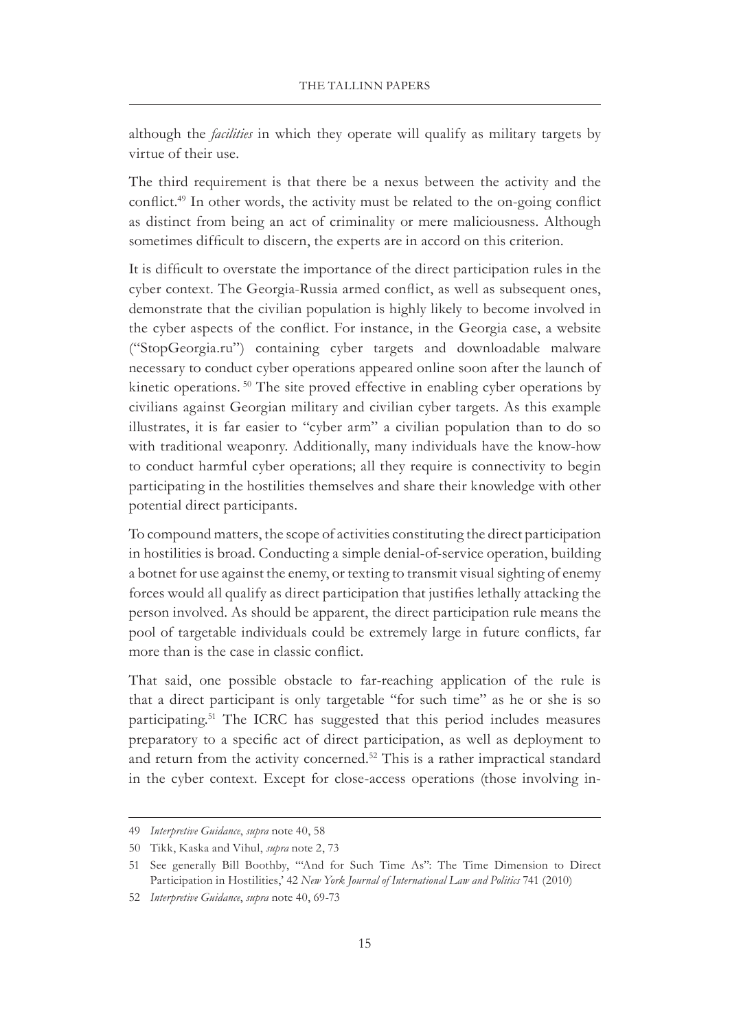although the *facilities* in which they operate will qualify as military targets by virtue of their use.

The third requirement is that there be a nexus between the activity and the conflict.[49] In other words, the activity must be related to the on-going conflict as distinct from being an act of criminality or mere maliciousness. Although sometimes difficult to discern, the experts are in accord on this criterion.

It is difficult to overstate the importance of the direct participation rules in the cyber context. The Georgia-Russia armed conflict, as well as subsequent ones, demonstrate that the civilian population is highly likely to become involved in the cyber aspects of the conflict. For instance, in the Georgia case, a website ("StopGeorgia.ru") containing cyber targets and downloadable malware necessary to conduct cyber operations appeared online soon after the launch of kinetic operations.[50] The site proved effective in enabling cyber operations by civilians against Georgian military and civilian cyber targets. As this example illustrates, it is far easier to "cyber arm" a civilian population than to do so with traditional weaponry. Additionally, many individuals have the know-how to conduct harmful cyber operations; all they require is connectivity to begin participating in the hostilities themselves and share their knowledge with other potential direct participants.

To compound matters, the scope of activities constituting the direct participation in hostilities is broad. Conducting a simple denial-of-service operation, building a botnet for use against the enemy, or texting to transmit visual sighting of enemy forces would all qualify as direct participation that justifies lethally attacking the person involved. As should be apparent, the direct participation rule means the pool of targetable individuals could be extremely large in future conflicts, far more than is the case in classic conflict.

That said, one possible obstacle to far-reaching application of the rule is that a direct participant is only targetable "for such time" as he or she is so participating.[51] The ICRC has suggested that this period includes measures preparatory to a specific act of direct participation, as well as deployment to and return from the activity concerned.[52] This is a rather impractical standard in the cyber context. Except for close-access operations (those involving in-

---

49 *Interpretive Guidance*, *supra* note 40, 58

50 Tikk, Kaska and Vihul, *supra* note 2, 73

51 See generally Bill Boothby, '"And for Such Time As": The Time Dimension to Direct Participation in Hostilities,' 42 *New York Journal of International Law and Politics* 741 (2010)

52 *Interpretive Guidance*, *supra* note 40, 69-73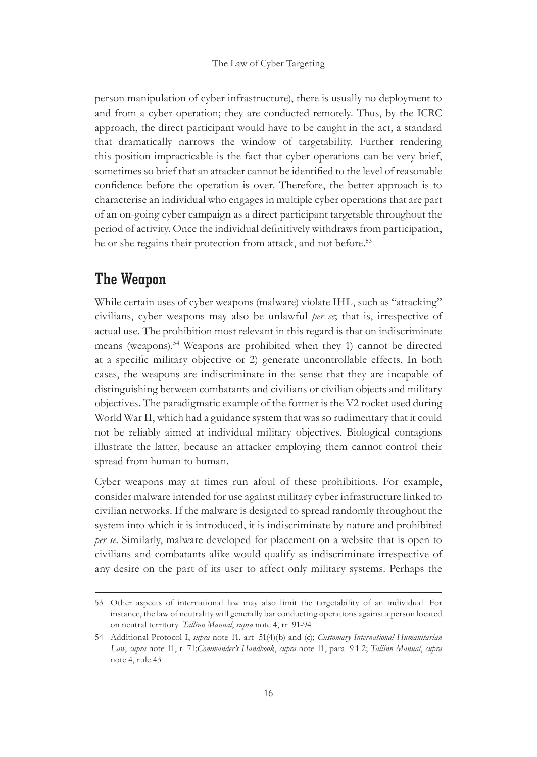person manipulation of cyber infrastructure), there is usually no deployment to and from a cyber operation; they are conducted remotely. Thus, by the ICRC approach, the direct participant would have to be caught in the act, a standard that dramatically narrows the window of targetability. Further rendering this position impracticable is the fact that cyber operations can be very brief, sometimes so brief that an attacker cannot be identified to the level of reasonable confidence before the operation is over. Therefore, the better approach is to characterise an individual who engages in multiple cyber operations that are part of an on-going cyber campaign as a direct participant targetable throughout the period of activity. Once the individual definitively withdraws from participation, he or she regains their protection from attack, and not before.[53]

## The Weapon

While certain uses of cyber weapons (malware) violate IHL, such as "attacking" civilians, cyber weapons may also be unlawful *per se*; that is, irrespective of actual use. The prohibition most relevant in this regard is that on indiscriminate means (weapons).[54] Weapons are prohibited when they 1) cannot be directed at a specific military objective or 2) generate uncontrollable effects. In both cases, the weapons are indiscriminate in the sense that they are incapable of distinguishing between combatants and civilians or civilian objects and military objectives. The paradigmatic example of the former is the V2 rocket used during World War II, which had a guidance system that was so rudimentary that it could not be reliably aimed at individual military objectives. Biological contagions illustrate the latter, because an attacker employing them cannot control their spread from human to human.

Cyber weapons may at times run afoul of these prohibitions. For example, consider malware intended for use against military cyber infrastructure linked to civilian networks. If the malware is designed to spread randomly throughout the system into which it is introduced, it is indiscriminate by nature and prohibited *per se*. Similarly, malware developed for placement on a website that is open to civilians and combatants alike would qualify as indiscriminate irrespective of any desire on the part of its user to affect only military systems. Perhaps the

---

53 Other aspects of international law may also limit the targetability of an individual For instance, the law of neutrality will generally bar conducting operations against a person located on neutral territory *Tallinn Manual*, *supra* note 4, rr 91-94

54 Additional Protocol I, *supra* note 11, art 51(4)(b) and (c); *Customary International Humanitarian Law*, *supra* note 11, r 71;*Commander's Handbook*, *supra* note 11, para 9 1 2; *Tallinn Manual*, *supra* note 4, rule 43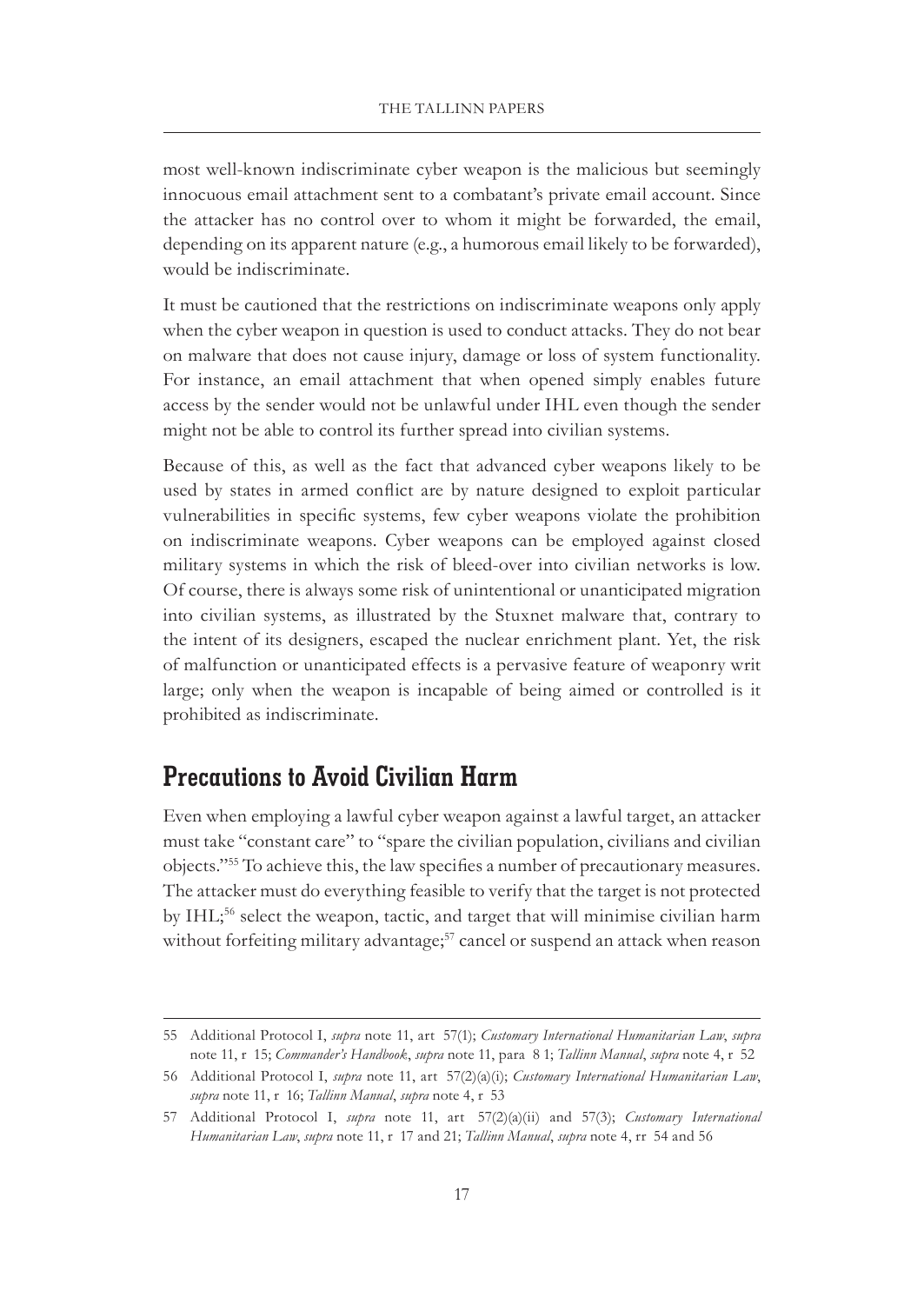most well-known indiscriminate cyber weapon is the malicious but seemingly innocuous email attachment sent to a combatant's private email account. Since the attacker has no control over to whom it might be forwarded, the email, depending on its apparent nature (e.g., a humorous email likely to be forwarded), would be indiscriminate.

It must be cautioned that the restrictions on indiscriminate weapons only apply when the cyber weapon in question is used to conduct attacks. They do not bear on malware that does not cause injury, damage or loss of system functionality. For instance, an email attachment that when opened simply enables future access by the sender would not be unlawful under IHL even though the sender might not be able to control its further spread into civilian systems.

Because of this, as well as the fact that advanced cyber weapons likely to be used by states in armed conflict are by nature designed to exploit particular vulnerabilities in specific systems, few cyber weapons violate the prohibition on indiscriminate weapons. Cyber weapons can be employed against closed military systems in which the risk of bleed-over into civilian networks is low. Of course, there is always some risk of unintentional or unanticipated migration into civilian systems, as illustrated by the Stuxnet malware that, contrary to the intent of its designers, escaped the nuclear enrichment plant. Yet, the risk of malfunction or unanticipated effects is a pervasive feature of weaponry writ large; only when the weapon is incapable of being aimed or controlled is it prohibited as indiscriminate.

## Precautions to Avoid Civilian Harm

Even when employing a lawful cyber weapon against a lawful target, an attacker must take "constant care" to "spare the civilian population, civilians and civilian objects."[55] To achieve this, the law specifies a number of precautionary measures. The attacker must do everything feasible to verify that the target is not protected by IHL;[56] select the weapon, tactic, and target that will minimise civilian harm without forfeiting military advantage;[57] cancel or suspend an attack when reason

55 Additional Protocol I, *supra* note 11, art 57(1); *Customary International Humanitarian Law*, *supra* note 11, r 15; *Commander's Handbook*, *supra* note 11, para 8 1; *Tallinn Manual*, *supra* note 4, r 52

56 Additional Protocol I, *supra* note 11, art 57(2)(a)(i); *Customary International Humanitarian Law*, *supra* note 11, r 16; *Tallinn Manual*, *supra* note 4, r 53

57 Additional Protocol I, *supra* note 11, art 57(2)(a)(ii) and 57(3); *Customary International Humanitarian Law*, *supra* note 11, r 17 and 21; *Tallinn Manual*, *supra* note 4, rr 54 and 56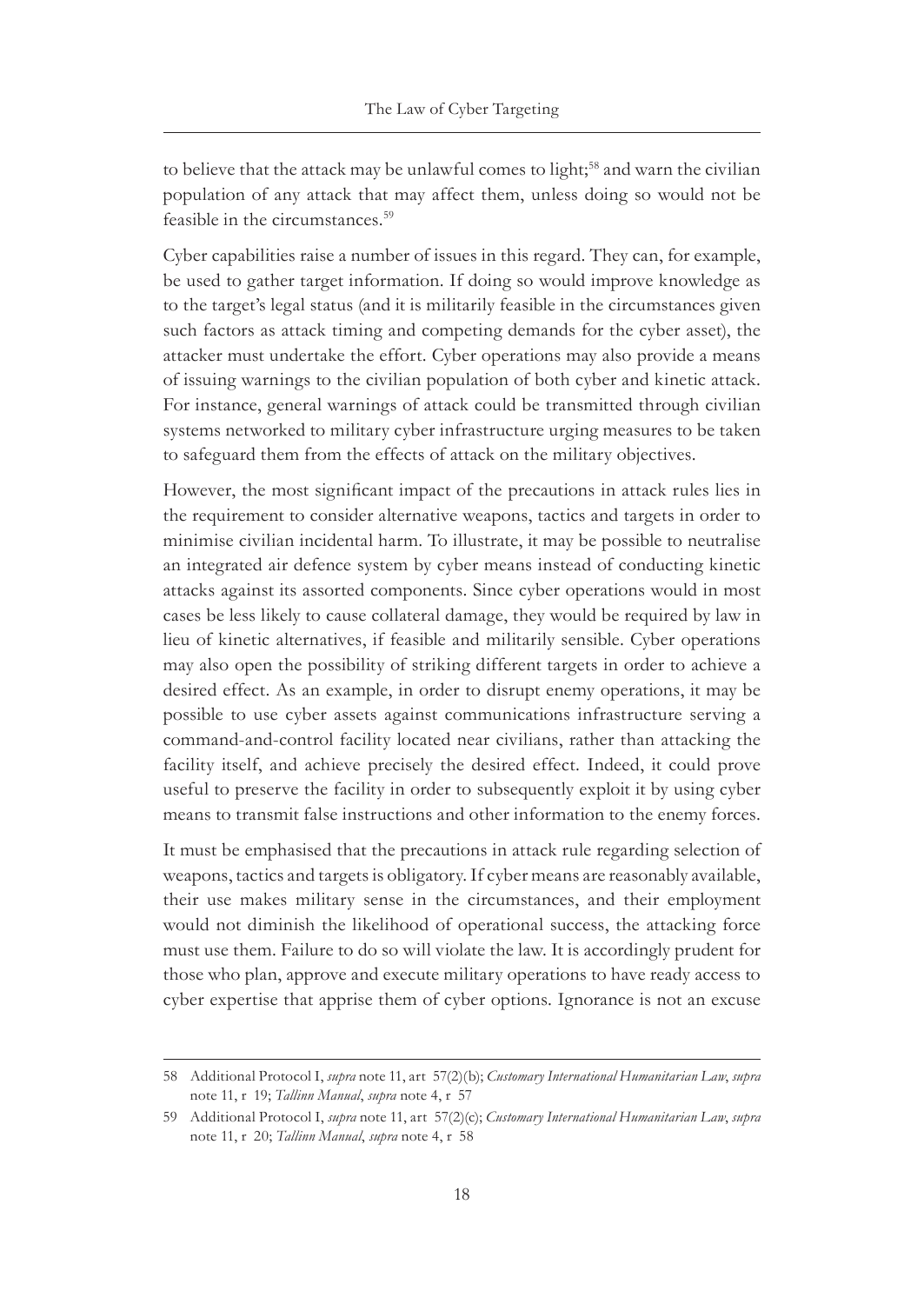to believe that the attack may be unlawful comes to light;[58] and warn the civilian population of any attack that may affect them, unless doing so would not be feasible in the circumstances.[59]

Cyber capabilities raise a number of issues in this regard. They can, for example, be used to gather target information. If doing so would improve knowledge as to the target's legal status (and it is militarily feasible in the circumstances given such factors as attack timing and competing demands for the cyber asset), the attacker must undertake the effort. Cyber operations may also provide a means of issuing warnings to the civilian population of both cyber and kinetic attack. For instance, general warnings of attack could be transmitted through civilian systems networked to military cyber infrastructure urging measures to be taken to safeguard them from the effects of attack on the military objectives.

However, the most significant impact of the precautions in attack rules lies in the requirement to consider alternative weapons, tactics and targets in order to minimise civilian incidental harm. To illustrate, it may be possible to neutralise an integrated air defence system by cyber means instead of conducting kinetic attacks against its assorted components. Since cyber operations would in most cases be less likely to cause collateral damage, they would be required by law in lieu of kinetic alternatives, if feasible and militarily sensible. Cyber operations may also open the possibility of striking different targets in order to achieve a desired effect. As an example, in order to disrupt enemy operations, it may be possible to use cyber assets against communications infrastructure serving a command-and-control facility located near civilians, rather than attacking the facility itself, and achieve precisely the desired effect. Indeed, it could prove useful to preserve the facility in order to subsequently exploit it by using cyber means to transmit false instructions and other information to the enemy forces.

It must be emphasised that the precautions in attack rule regarding selection of weapons, tactics and targets is obligatory. If cyber means are reasonably available, their use makes military sense in the circumstances, and their employment would not diminish the likelihood of operational success, the attacking force must use them. Failure to do so will violate the law. It is accordingly prudent for those who plan, approve and execute military operations to have ready access to cyber expertise that apprise them of cyber options. Ignorance is not an excuse

---

58 Additional Protocol I, *supra* note 11, art 57(2)(b); *Customary International Humanitarian Law*, *supra* note 11, r 19; *Tallinn Manual*, *supra* note 4, r 57

59 Additional Protocol I, *supra* note 11, art 57(2)(c); *Customary International Humanitarian Law*, *supra* note 11, r 20; *Tallinn Manual*, *supra* note 4, r 58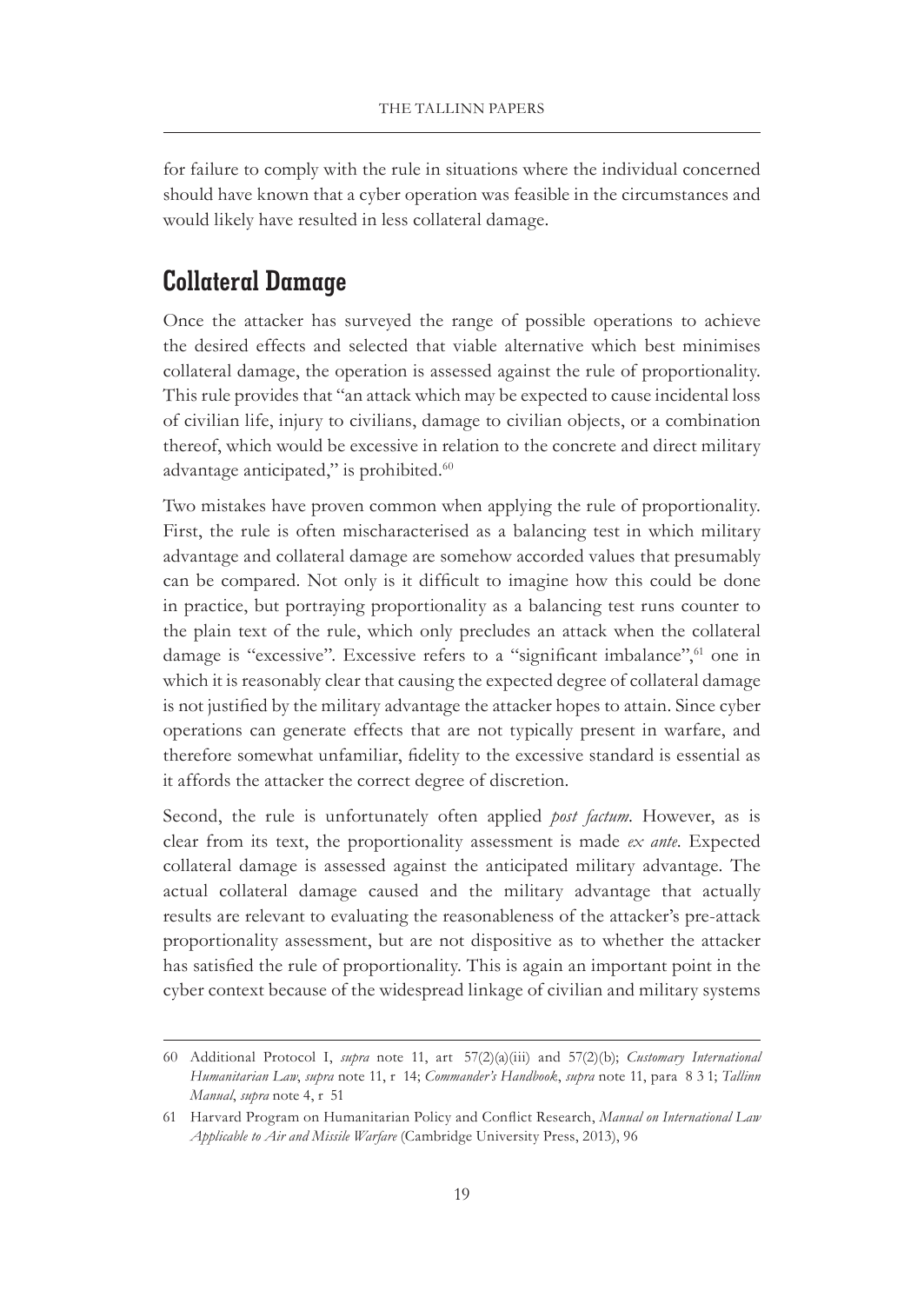for failure to comply with the rule in situations where the individual concerned should have known that a cyber operation was feasible in the circumstances and would likely have resulted in less collateral damage.

## Collateral Damage

Once the attacker has surveyed the range of possible operations to achieve the desired effects and selected that viable alternative which best minimises collateral damage, the operation is assessed against the rule of proportionality. This rule provides that "an attack which may be expected to cause incidental loss of civilian life, injury to civilians, damage to civilian objects, or a combination thereof, which would be excessive in relation to the concrete and direct military advantage anticipated," is prohibited.[60]

Two mistakes have proven common when applying the rule of proportionality. First, the rule is often mischaracterised as a balancing test in which military advantage and collateral damage are somehow accorded values that presumably can be compared. Not only is it difficult to imagine how this could be done in practice, but portraying proportionality as a balancing test runs counter to the plain text of the rule, which only precludes an attack when the collateral damage is "excessive". Excessive refers to a "significant imbalance",[61] one in which it is reasonably clear that causing the expected degree of collateral damage is not justified by the military advantage the attacker hopes to attain. Since cyber operations can generate effects that are not typically present in warfare, and therefore somewhat unfamiliar, fidelity to the excessive standard is essential as it affords the attacker the correct degree of discretion.

Second, the rule is unfortunately often applied *post factum*. However, as is clear from its text, the proportionality assessment is made *ex ante*. Expected collateral damage is assessed against the anticipated military advantage. The actual collateral damage caused and the military advantage that actually results are relevant to evaluating the reasonableness of the attacker's pre-attack proportionality assessment, but are not dispositive as to whether the attacker has satisfied the rule of proportionality. This is again an important point in the cyber context because of the widespread linkage of civilian and military systems

---

60 Additional Protocol I, *supra* note 11, art 57(2)(a)(iii) and 57(2)(b); *Customary International Humanitarian Law*, *supra* note 11, r 14; *Commander's Handbook*, *supra* note 11, para 8 3 1; *Tallinn Manual*, *supra* note 4, r 51

61 Harvard Program on Humanitarian Policy and Conflict Research, *Manual on International Law Applicable to Air and Missile Warfare* (Cambridge University Press, 2013), 96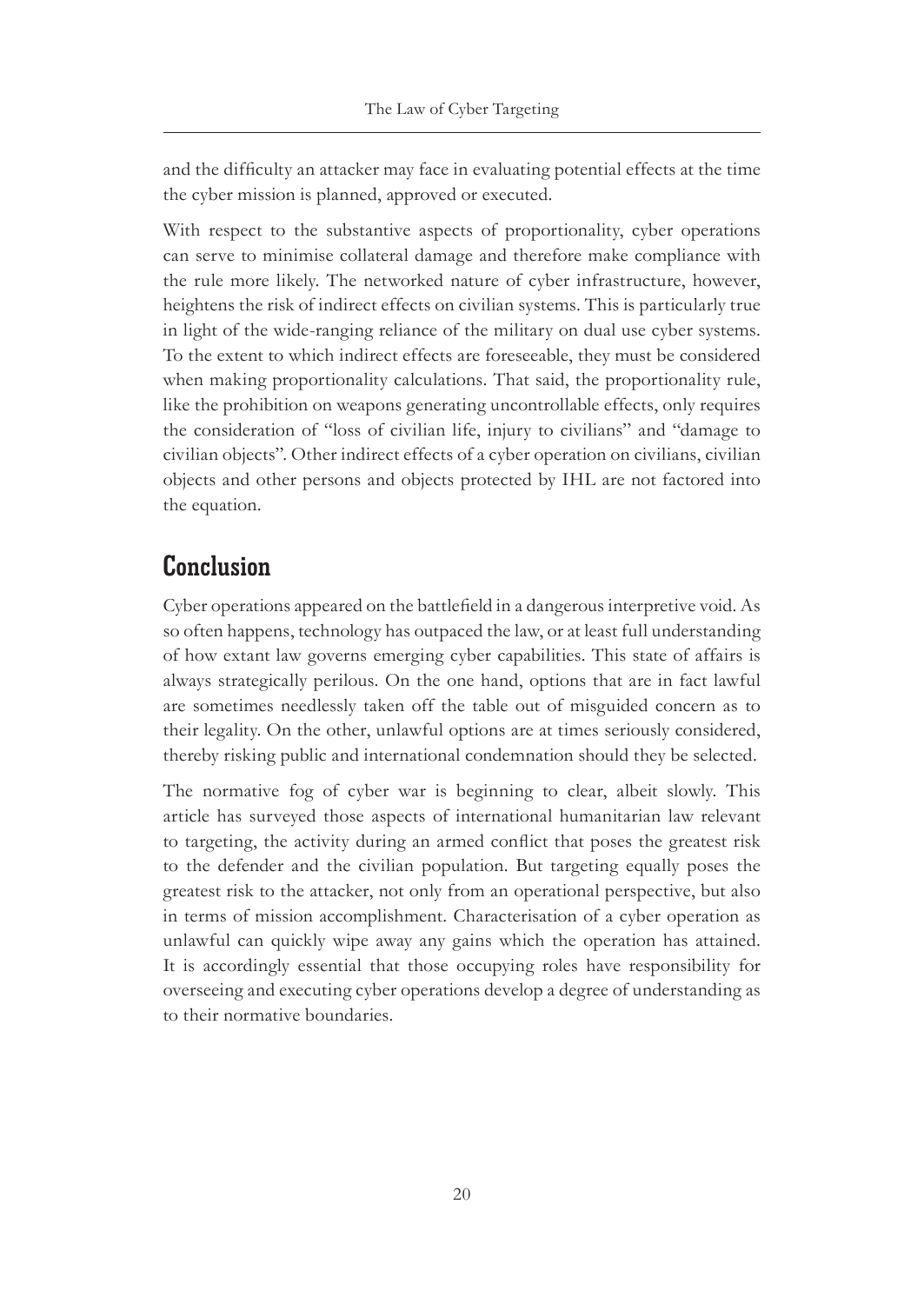and the difficulty an attacker may face in evaluating potential effects at the time the cyber mission is planned, approved or executed.

With respect to the substantive aspects of proportionality, cyber operations can serve to minimise collateral damage and therefore make compliance with the rule more likely. The networked nature of cyber infrastructure, however, heightens the risk of indirect effects on civilian systems. This is particularly true in light of the wide-ranging reliance of the military on dual use cyber systems. To the extent to which indirect effects are foreseeable, they must be considered when making proportionality calculations. That said, the proportionality rule, like the prohibition on weapons generating uncontrollable effects, only requires the consideration of "loss of civilian life, injury to civilians" and "damage to civilian objects". Other indirect effects of a cyber operation on civilians, civilian objects and other persons and objects protected by IHL are not factored into the equation.

## Conclusion

Cyber operations appeared on the battlefield in a dangerous interpretive void. As so often happens, technology has outpaced the law, or at least full understanding of how extant law governs emerging cyber capabilities. This state of affairs is always strategically perilous. On the one hand, options that are in fact lawful are sometimes needlessly taken off the table out of misguided concern as to their legality. On the other, unlawful options are at times seriously considered, thereby risking public and international condemnation should they be selected.

The normative fog of cyber war is beginning to clear, albeit slowly. This article has surveyed those aspects of international humanitarian law relevant to targeting, the activity during an armed conflict that poses the greatest risk to the defender and the civilian population. But targeting equally poses the greatest risk to the attacker, not only from an operational perspective, but also in terms of mission accomplishment. Characterisation of a cyber operation as unlawful can quickly wipe away any gains which the operation has attained. It is accordingly essential that those occupying roles have responsibility for overseeing and executing cyber operations develop a degree of understanding as to their normative boundaries.